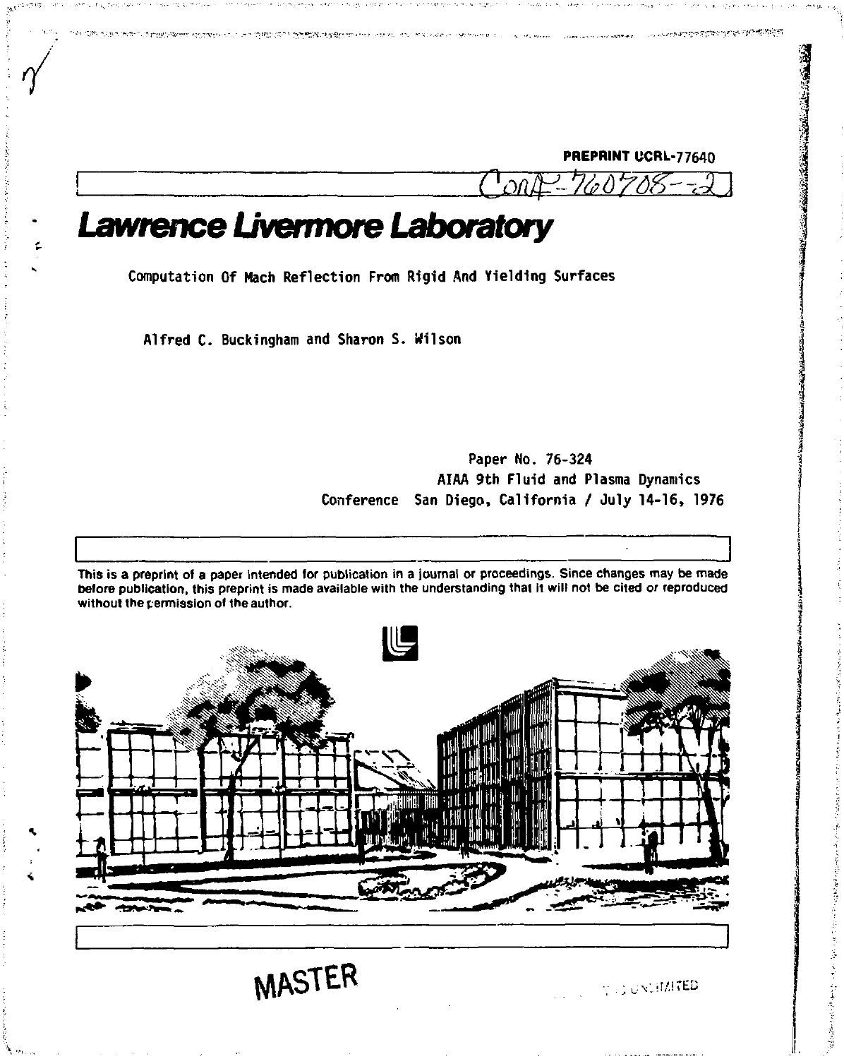PREPRINT UCRL-77640

CONF-760708--2

# Lawrence Livermore Laboratory

Computation Of Mach Reflection From Rigid And Yielding Surfaces

Alfred C. Buckingham and Sharon S. Wilson

Paper No. 76-324
AIAA 9th Fluid and Plasma Dynamics
Conference San Diego, California / July 14-16, 1976

This is a preprint of a paper intended for publication in a journal or proceedings. Since changes may be made before publication, this preprint is made available with the understanding that it will not be cited or reproduced without the permission of the author.

MASTER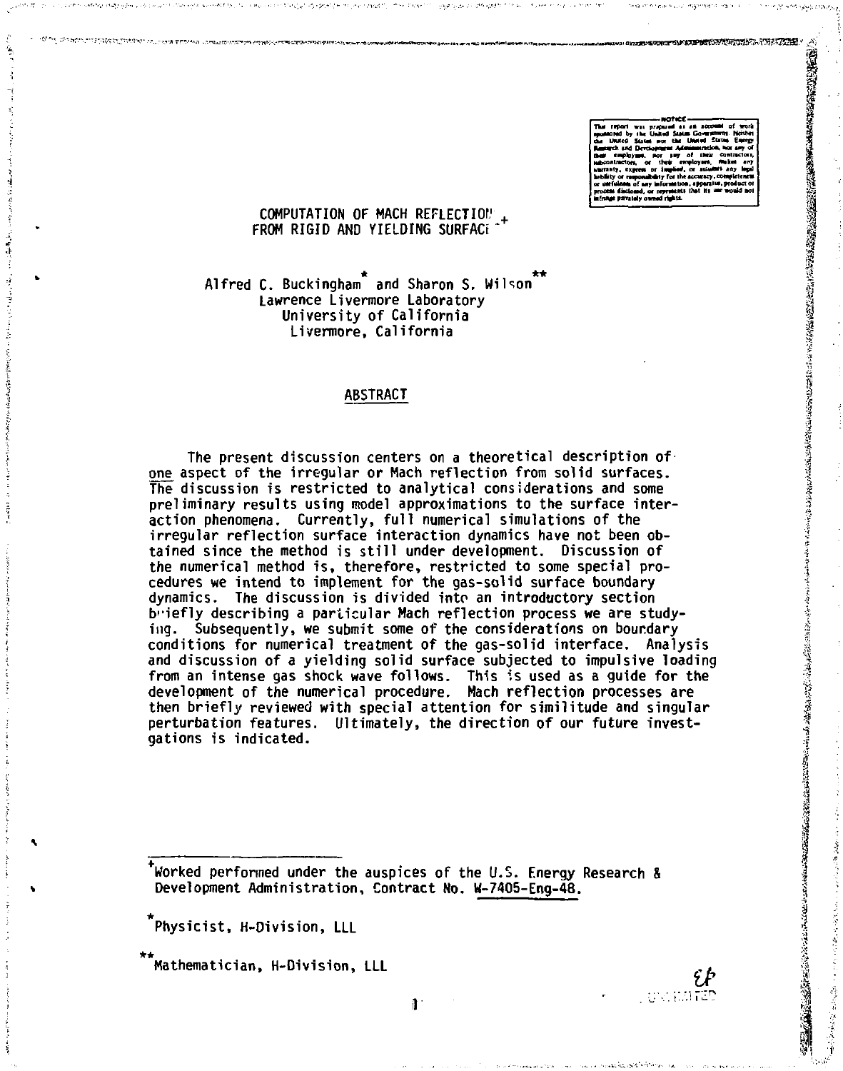# COMPUTATION OF MACH REFLECTION FROM RIGID AND YIELDING SURFACES[+]

Alfred C. Buckingham[*] and Sharon S. Wilson[**]
Lawrence Livermore Laboratory
University of California
Livermore, California

## ABSTRACT

The present discussion centers on a theoretical description of one aspect of the irregular or Mach reflection from solid surfaces. The discussion is restricted to analytical considerations and some preliminary results using model approximations to the surface interaction phenomena. Currently, full numerical simulations of the irregular reflection surface interaction dynamics have not been obtained since the method is still under development. Discussion of the numerical method is, therefore, restricted to some special procedures we intend to implement for the gas-solid surface boundary dynamics. The discussion is divided into an introductory section briefly describing a particular Mach reflection process we are studying. Subsequently, we submit some of the considerations on boundary conditions for numerical treatment of the gas-solid interface. Analysis and discussion of a yielding solid surface subjected to impulsive loading from an intense gas shock wave follows. This is used as a guide for the development of the numerical procedure. Mach reflection processes are then briefly reviewed with special attention for similitude and singular perturbation features. Ultimately, the direction of our future investigations is indicated.

---

[+]Worked performed under the auspices of the U.S. Energy Research & Development Administration, Contract No. W-7405-Eng-48.

[*]Physicist, H-Division, LLL

[**]Mathematician, H-Division, LLL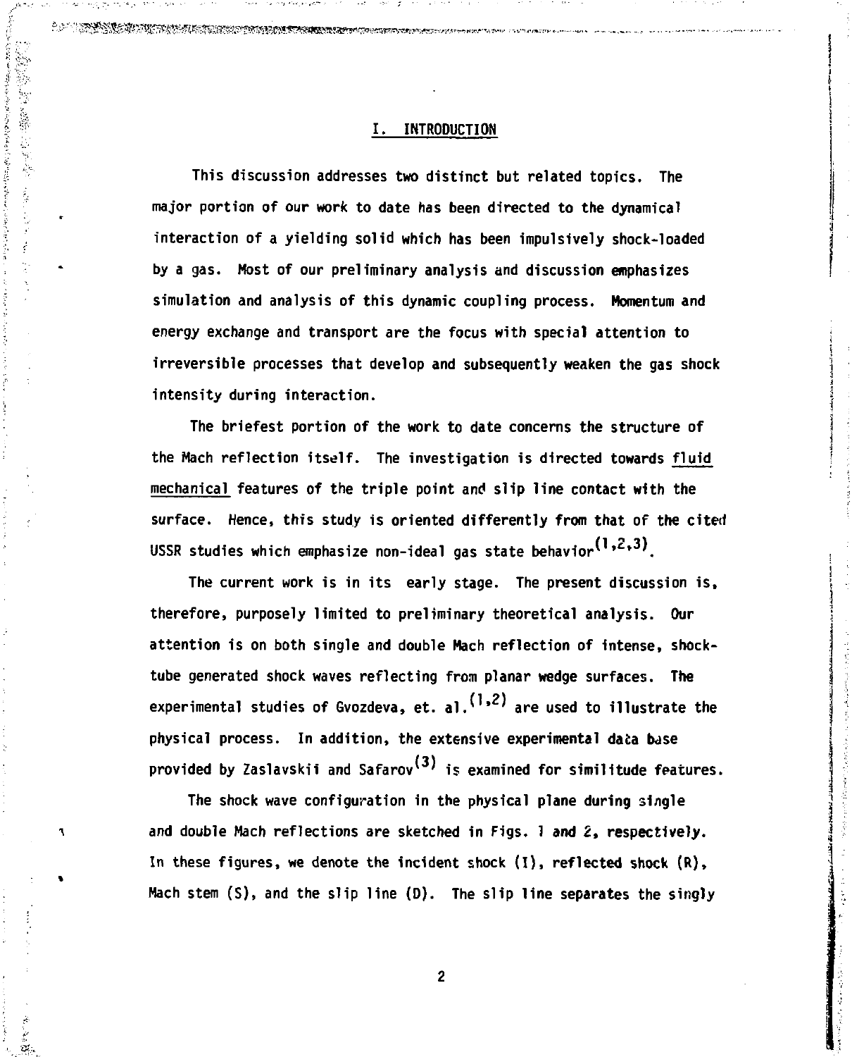## I. INTRODUCTION

This discussion addresses two distinct but related topics. The major portion of our work to date has been directed to the dynamical interaction of a yielding solid which has been impulsively shock-loaded by a gas. Most of our preliminary analysis and discussion emphasizes simulation and analysis of this dynamic coupling process. Momentum and energy exchange and transport are the focus with special attention to irreversible processes that develop and subsequently weaken the gas shock intensity during interaction.

The briefest portion of the work to date concerns the structure of the Mach reflection itself. The investigation is directed towards fluid mechanical features of the triple point and slip line contact with the surface. Hence, this study is oriented differently from that of the cited USSR studies which emphasize non-ideal gas state behavior[1,2,3].

The current work is in its early stage. The present discussion is, therefore, purposely limited to preliminary theoretical analysis. Our attention is on both single and double Mach reflection of intense, shock-tube generated shock waves reflecting from planar wedge surfaces. The experimental studies of Gvozdeva, et. al.[1,2] are used to illustrate the physical process. In addition, the extensive experimental data base provided by Zaslavskii and Safarov[3] is examined for similitude features.

The shock wave configuration in the physical plane during single and double Mach reflections are sketched in Figs. 1 and 2, respectively. In these figures, we denote the incident shock (I), reflected shock (R), Mach stem (S), and the slip line (D). The slip line separates the singly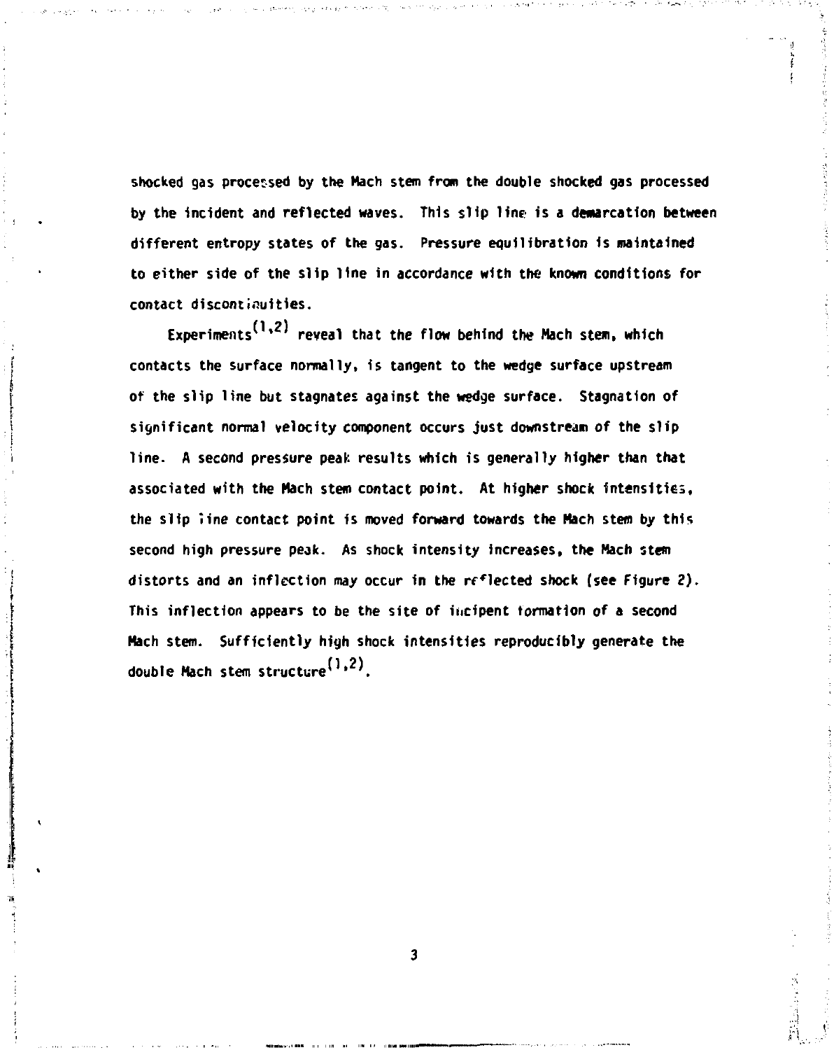shocked gas processed by the Mach stem from the double shocked gas processed by the incident and reflected waves. This slip line is a demarcation between different entropy states of the gas. Pressure equilibration is maintained to either side of the slip line in accordance with the known conditions for contact discontinuities.

Experiments[1,2] reveal that the flow behind the Mach stem, which contacts the surface normally, is tangent to the wedge surface upstream of the slip line but stagnates against the wedge surface. Stagnation of significant normal velocity component occurs just downstream of the slip line. A second pressure peak results which is generally higher than that associated with the Mach stem contact point. At higher shock intensities, the slip line contact point is moved forward towards the Mach stem by this second high pressure peak. As shock intensity increases, the Mach stem distorts and an inflection may occur in the reflected shock (see Figure 2). This inflection appears to be the site of incipent formation of a second Mach stem. Sufficiently high shock intensities reproducibly generate the double Mach stem structure[1,2].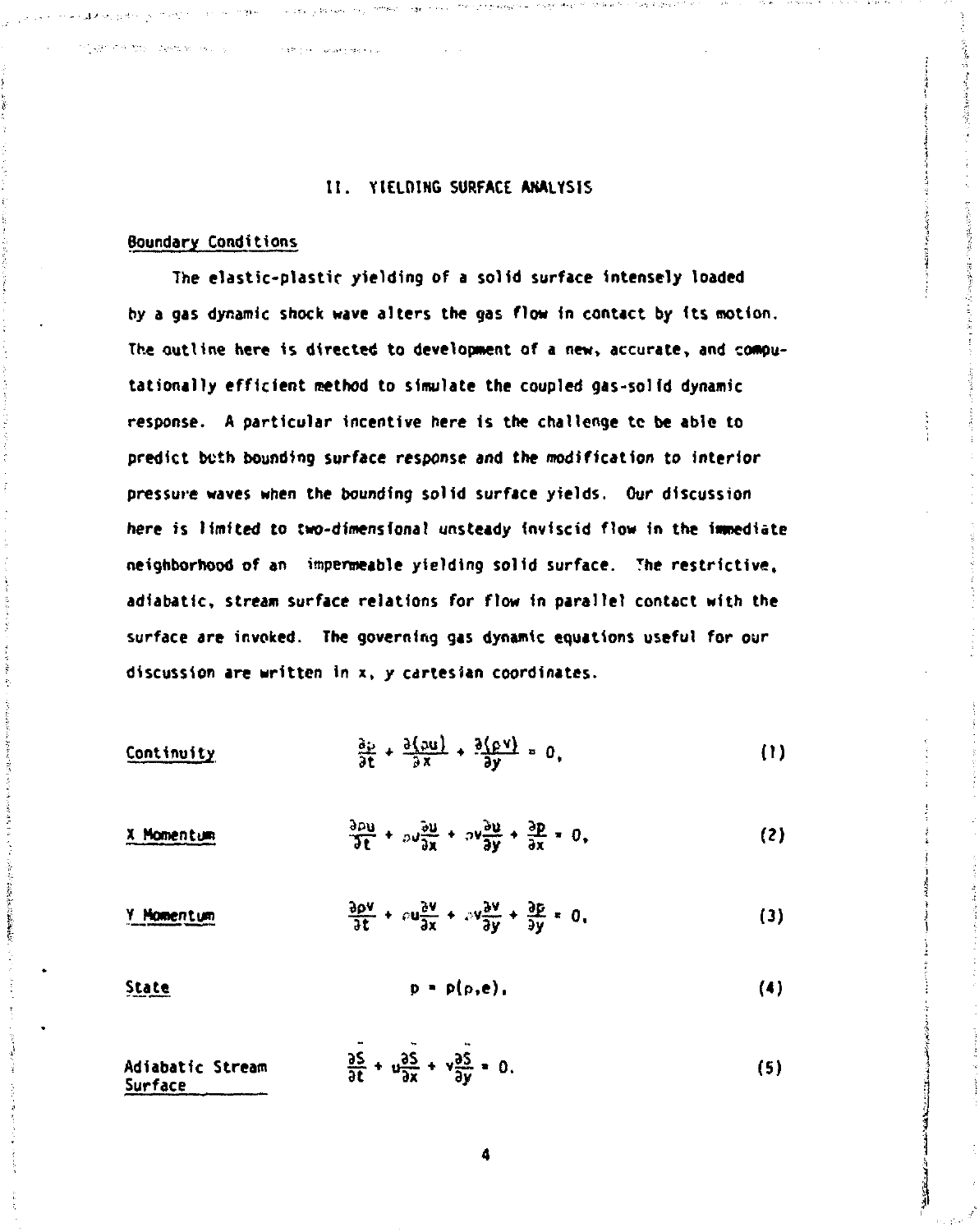## II. YIELDING SURFACE ANALYSIS

### Boundary Conditions

The elastic-plastic yielding of a solid surface intensely loaded by a gas dynamic shock wave alters the gas flow in contact by its motion. The outline here is directed to development of a new, accurate, and computationally efficient method to simulate the coupled gas-solid dynamic response. A particular incentive here is the challenge to be able to predict both bounding surface response and the modification to interior pressure waves when the bounding solid surface yields. Our discussion here is limited to two-dimensional unsteady inviscid flow in the immediate neighborhood of an impermeable yielding solid surface. The restrictive, adiabatic, stream surface relations for flow in parallel contact with the surface are invoked. The governing gas dynamic equations useful for our discussion are written in x, y cartesian coordinates.

Continuity

$$\frac{\partial \rho}{\partial t} + \frac{\partial(\rho u)}{\partial x} + \frac{\partial(\rho v)}{\partial y} = 0, \tag{1}$$

X Momentum

$$\frac{\partial \rho u}{\partial t} + \rho u \frac{\partial u}{\partial x} + \rho v \frac{\partial u}{\partial y} + \frac{\partial p}{\partial x} = 0, \tag{2}$$

Y Momentum

$$\frac{\partial \rho v}{\partial t} + \rho u \frac{\partial v}{\partial x} + \rho v \frac{\partial v}{\partial y} + \frac{\partial p}{\partial y} = 0, \tag{3}$$

State

$$p = p(\rho, e), \tag{4}$$

Adiabatic Stream Surface

$$\frac{\partial \bar{S}}{\partial t} + u\frac{\partial \bar{S}}{\partial x} + v\frac{\partial \bar{S}}{\partial y} = 0. \tag{5}$$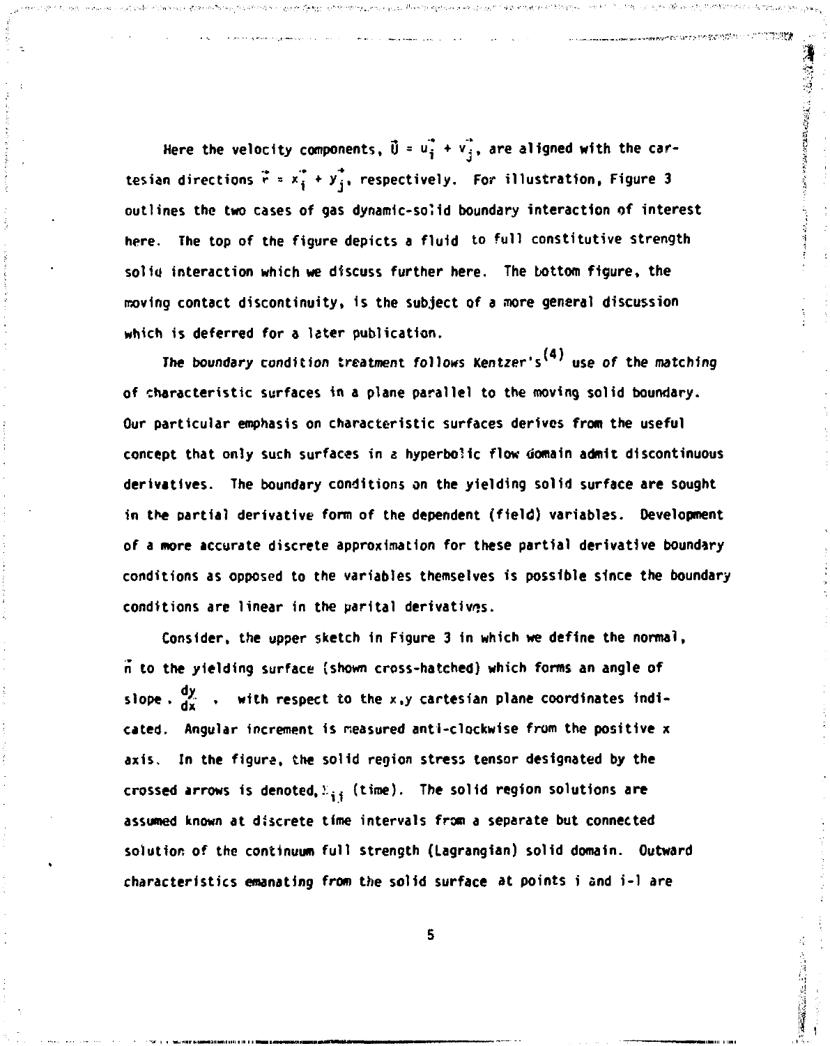Here the velocity components, $\vec{U} = u\vec{i} + v\vec{j}$, are aligned with the cartesian directions $\vec{r} = x\vec{i} + y\vec{j}$, respectively. For illustration, Figure 3 outlines the two cases of gas dynamic-solid boundary interaction of interest here. The top of the figure depicts a fluid to full constitutive strength solid interaction which we discuss further here. The bottom figure, the moving contact discontinuity, is the subject of a more general discussion which is deferred for a later publication.

The boundary condition treatment follows Kentzer's[4] use of the matching of characteristic surfaces in a plane parallel to the moving solid boundary. Our particular emphasis on characteristic surfaces derives from the useful concept that only such surfaces in a hyperbolic flow domain admit discontinuous derivatives. The boundary conditions on the yielding solid surface are sought in the partial derivative form of the dependent (field) variables. Development of a more accurate discrete approximation for these partial derivative boundary conditions as opposed to the variables themselves is possible since the boundary conditions are linear in the parital derivatives.

Consider, the upper sketch in Figure 3 in which we define the normal, $\vec{n}$ to the yielding surface (shown cross-hatched) which forms an angle of slope, $\frac{dy}{dx}$, with respect to the x,y cartesian plane coordinates indicated. Angular increment is measured anti-clockwise from the positive x axis. In the figure, the solid region stress tensor designated by the crossed arrows is denoted, $\Sigma_{ij}$ (time). The solid region solutions are assumed known at discrete time intervals from a separate but connected solution of the continuum full strength (Lagrangian) solid domain. Outward characteristics emanating from the solid surface at points i and i-1 are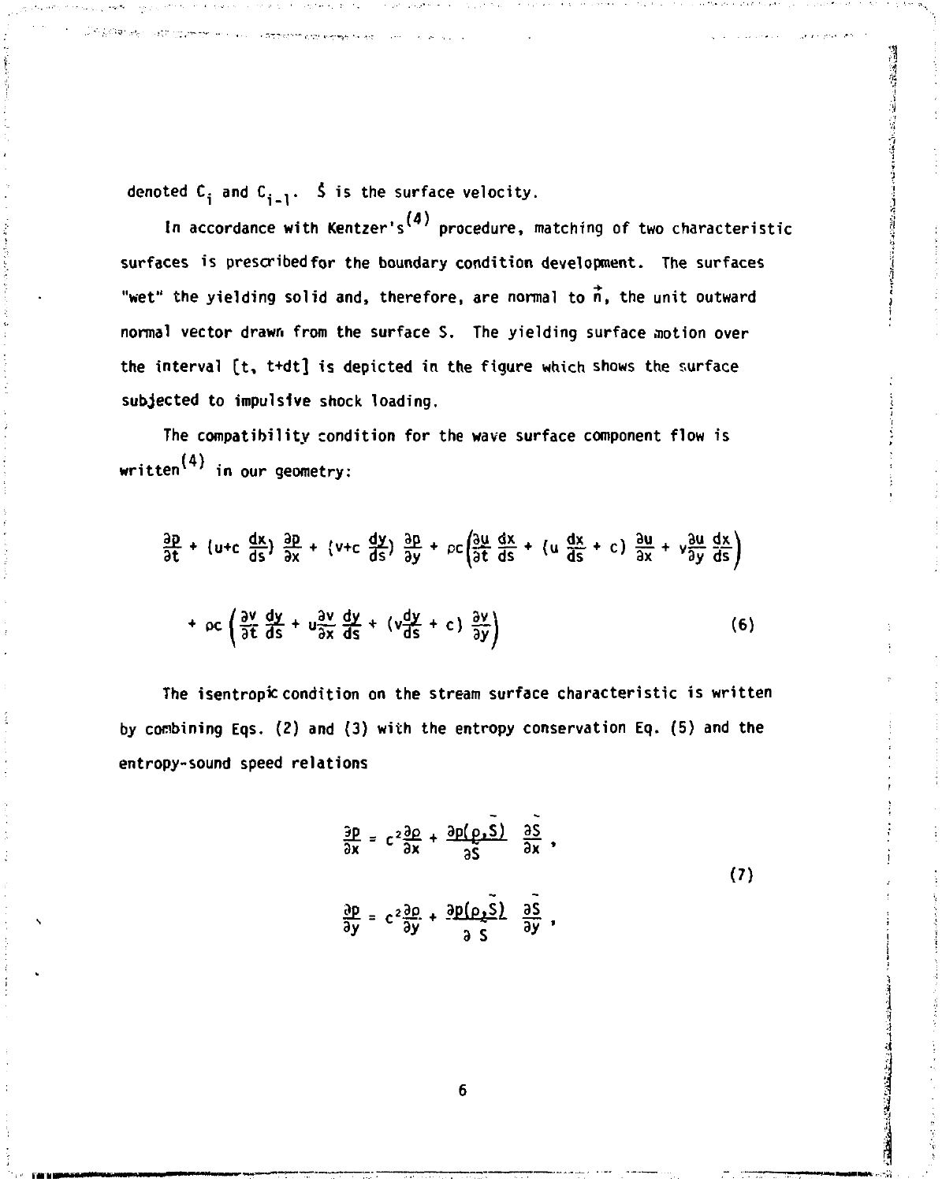denoted $C_i$ and $C_{i-1}$. $\dot{S}$ is the surface velocity.

In accordance with Kentzer's[4] procedure, matching of two characteristic surfaces is prescribed for the boundary condition development. The surfaces "wet" the yielding solid and, therefore, are normal to $\vec{n}$, the unit outward normal vector drawn from the surface S. The yielding surface motion over the interval [t, t+dt] is depicted in the figure which shows the surface subjected to impulsive shock loading.

The compatibility condition for the wave surface component flow is written[4] in our geometry:

$$\frac{\partial p}{\partial t} + \left(u + c\,\frac{dx}{ds}\right)\frac{\partial p}{\partial x} + \left(v + c\,\frac{dy}{ds}\right)\frac{\partial p}{\partial y} + \rho c\left(\frac{\partial u}{\partial t}\frac{dx}{ds} + \left(u\,\frac{dx}{ds} + c\right)\frac{\partial u}{\partial x} + v\frac{\partial u}{\partial y}\frac{dx}{ds}\right)$$

$$+ \rho c\left(\frac{\partial v}{\partial t}\frac{dy}{ds} + u\frac{\partial v}{\partial x}\frac{dy}{ds} + \left(v\frac{dy}{ds} + c\right)\frac{\partial v}{\partial y}\right) \tag{6}$$

The isentropic condition on the stream surface characteristic is written by combining Eqs. (2) and (3) with the entropy conservation Eq. (5) and the entropy-sound speed relations

$$\frac{\partial p}{\partial x} = c^2\frac{\partial \rho}{\partial x} + \frac{\partial p(\rho,\tilde{S})}{\partial \tilde{S}}\;\frac{\partial \tilde{S}}{\partial x}\,,$$

$$\frac{\partial p}{\partial y} = c^2\frac{\partial \rho}{\partial y} + \frac{\partial p(\rho,\tilde{S})}{\partial \tilde{S}}\;\frac{\partial \tilde{S}}{\partial y}\,, \tag{7}$$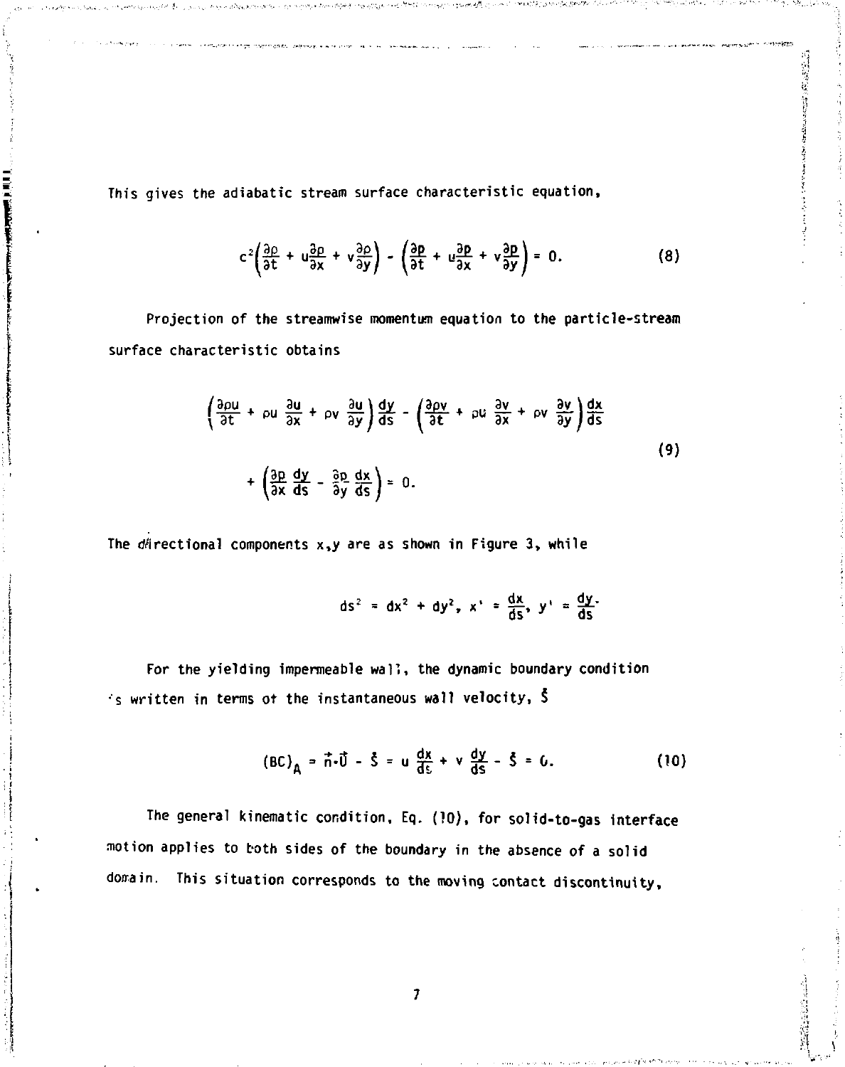This gives the adiabatic stream surface characteristic equation,

$$c^2\left(\frac{\partial\rho}{\partial t} + u\frac{\partial\rho}{\partial x} + v\frac{\partial\rho}{\partial y}\right) - \left(\frac{\partial p}{\partial t} + u\frac{\partial p}{\partial x} + v\frac{\partial p}{\partial y}\right) = 0. \tag{8}$$

Projection of the streamwise momentum equation to the particle-stream surface characteristic obtains

$$\left(\frac{\partial\rho u}{\partial t} + \rho u\,\frac{\partial u}{\partial x} + \rho v\,\frac{\partial u}{\partial y}\right)\frac{dy}{ds} - \left(\frac{\partial\rho v}{\partial t} + \rho u\,\frac{\partial v}{\partial x} + \rho v\,\frac{\partial v}{\partial y}\right)\frac{dx}{ds}$$
$$+ \left(\frac{\partial p}{\partial x}\frac{dy}{ds} - \frac{\partial p}{\partial y}\frac{dx}{ds}\right) = 0. \tag{9}$$

The directional components x,y are as shown in Figure 3, while

$$ds^2 = dx^2 + dy^2,\; x' = \frac{dx}{ds},\; y' = \frac{dy}{ds}.$$

For the yielding impermeable wall, the dynamic boundary condition is written in terms of the instantaneous wall velocity, $\dot{S}$

$$(BC)_A = \vec{n}\cdot\vec{U} - \dot{S} = u\,\frac{dx}{ds} + v\,\frac{dy}{ds} - \dot{S} = 0. \tag{10}$$

The general kinematic condition, Eq. (10), for solid-to-gas interface motion applies to both sides of the boundary in the absence of a solid domain. This situation corresponds to the moving contact discontinuity,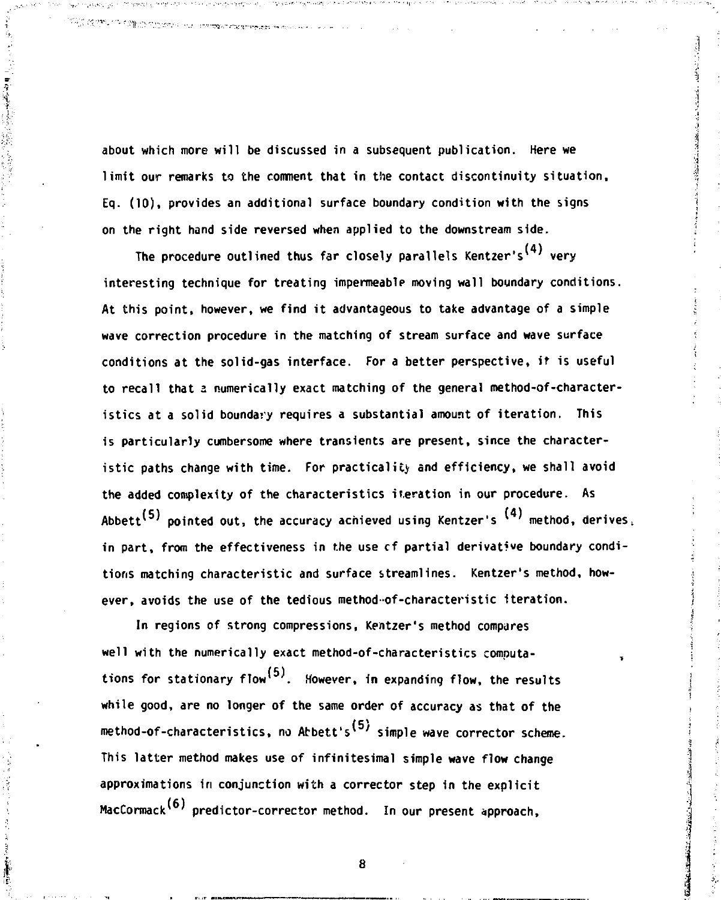about which more will be discussed in a subsequent publication. Here we limit our remarks to the comment that in the contact discontinuity situation, Eq. (10), provides an additional surface boundary condition with the signs on the right hand side reversed when applied to the downstream side.

The procedure outlined thus far closely parallels Kentzer's[4] very interesting technique for treating impermeable moving wall boundary conditions. At this point, however, we find it advantageous to take advantage of a simple wave correction procedure in the matching of stream surface and wave surface conditions at the solid-gas interface. For a better perspective, it is useful to recall that a numerically exact matching of the general method-of-characteristics at a solid boundary requires a substantial amount of iteration. This is particularly cumbersome where transients are present, since the characteristic paths change with time. For practicality and efficiency, we shall avoid the added complexity of the characteristics iteration in our procedure. As Abbett[5] pointed out, the accuracy achieved using Kentzer's [4] method, derives, in part, from the effectiveness in the use of partial derivative boundary conditions matching characteristic and surface streamlines. Kentzer's method, however, avoids the use of the tedious method-of-characteristic iteration.

In regions of strong compressions, Kentzer's method compares well with the numerically exact method-of-characteristics computations for stationary flow[5]. However, in expanding flow, the results while good, are no longer of the same order of accuracy as that of the method-of-characteristics, no Abbett's[5] simple wave corrector scheme. This latter method makes use of infinitesimal simple wave flow change approximations in conjunction with a corrector step in the explicit MacCormack[6] predictor-corrector method. In our present approach,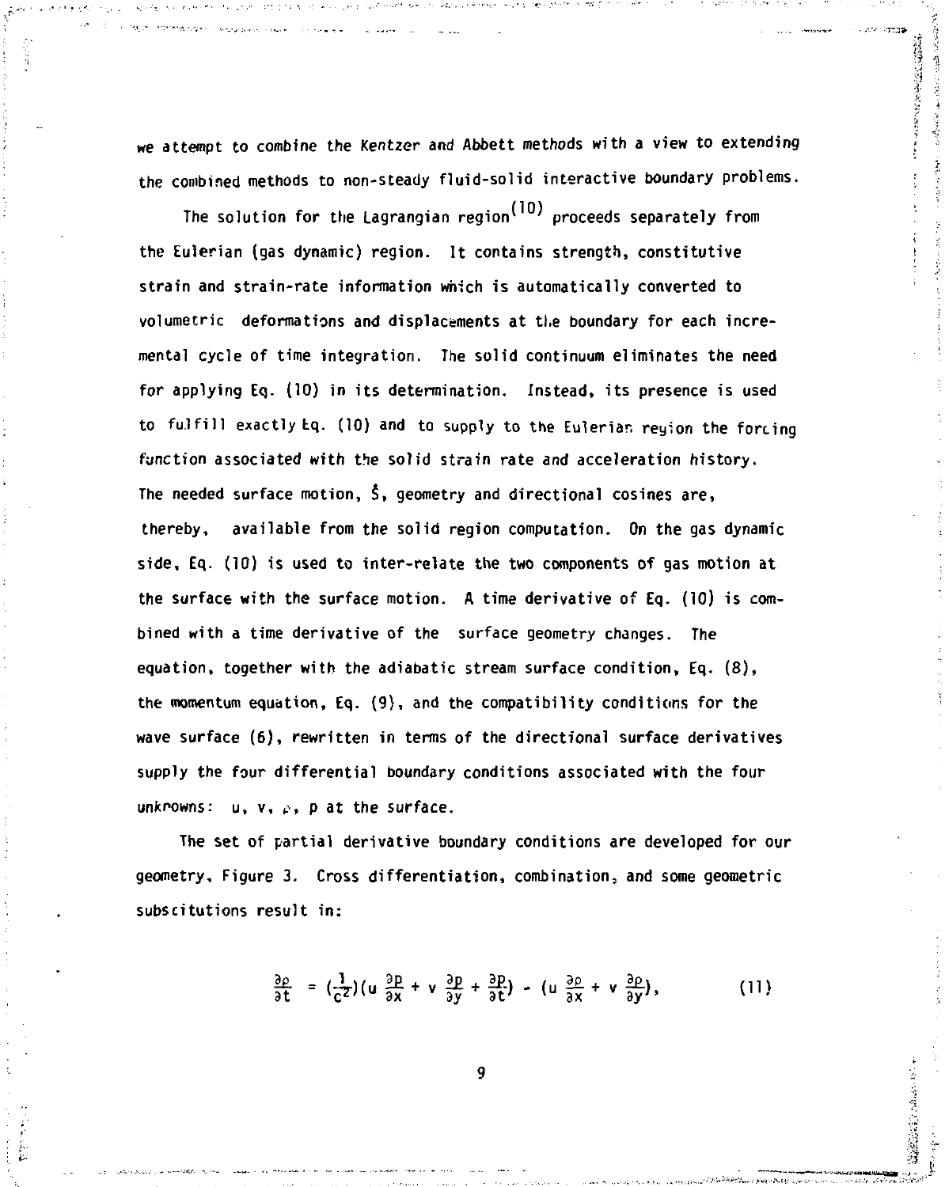we attempt to combine the Kentzer and Abbett methods with a view to extending the combined methods to non-steady fluid-solid interactive boundary problems.

The solution for the Lagrangian region[10] proceeds separately from the Eulerian (gas dynamic) region. It contains strength, constitutive strain and strain-rate information which is automatically converted to volumetric deformations and displacements at the boundary for each incremental cycle of time integration. The solid continuum eliminates the need for applying Eq. (10) in its determination. Instead, its presence is used to fulfill exactly Eq. (10) and to supply to the Eulerian region the forcing function associated with the solid strain rate and acceleration history. The needed surface motion, $\dot{S}$, geometry and directional cosines are, thereby, available from the solid region computation. On the gas dynamic side, Eq. (10) is used to inter-relate the two components of gas motion at the surface with the surface motion. A time derivative of Eq. (10) is combined with a time derivative of the surface geometry changes. The equation, together with the adiabatic stream surface condition, Eq. (8), the momentum equation, Eq. (9), and the compatibility conditions for the wave surface (6), rewritten in terms of the directional surface derivatives supply the four differential boundary conditions associated with the four unknowns: u, v, $\rho$, p at the surface.

The set of partial derivative boundary conditions are developed for our geometry, Figure 3. Cross differentiation, combination, and some geometric subscitutions result in:

$$\frac{\partial \rho}{\partial t} = \left(\frac{1}{c^2}\right)\left(u \frac{\partial p}{\partial x} + v \frac{\partial p}{\partial y} + \frac{\partial p}{\partial t}\right) - \left(u \frac{\partial \rho}{\partial x} + v \frac{\partial \rho}{\partial y}\right), \tag{11}$$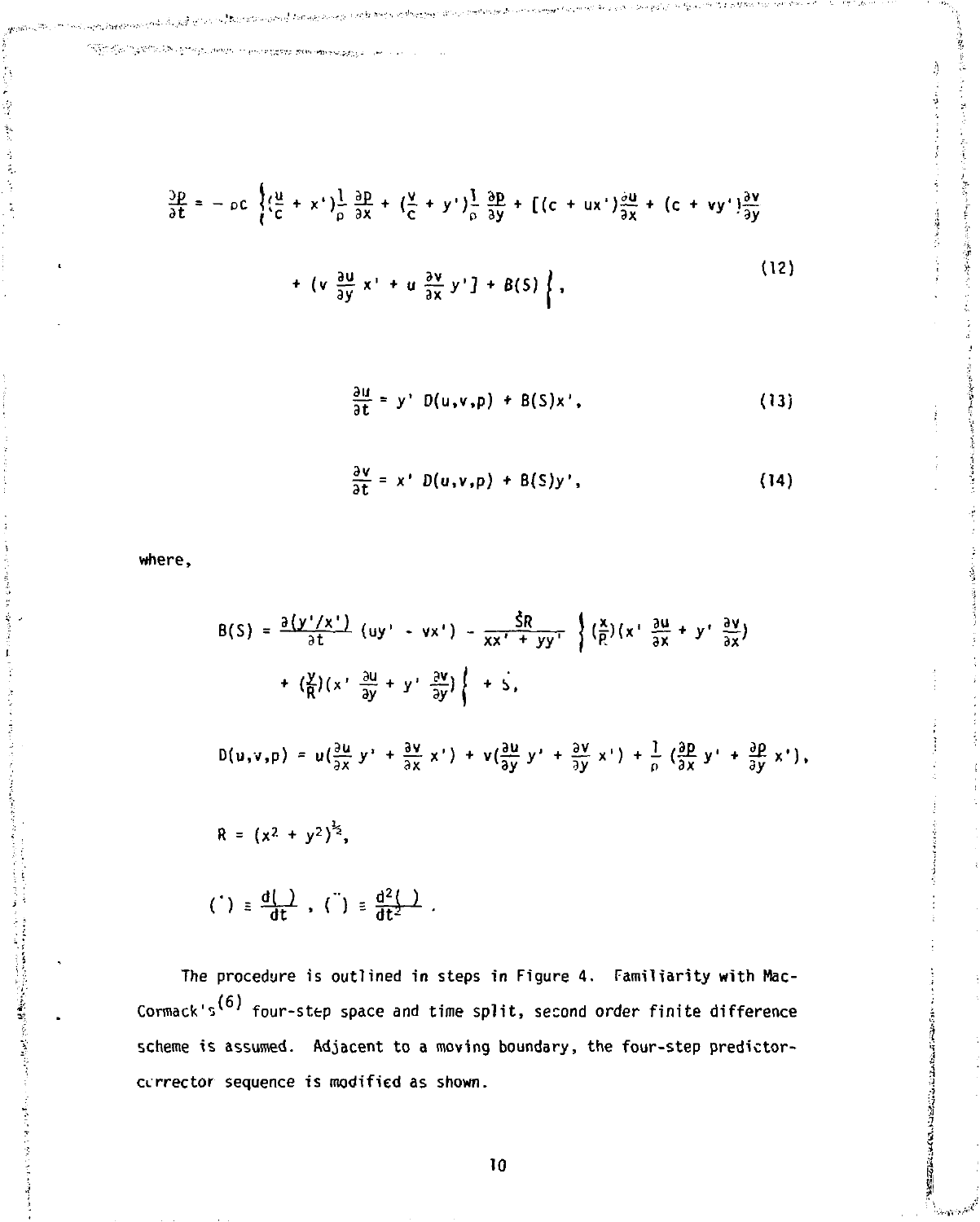$$
\frac{\partial p}{\partial t} = -\rho c \left\{ \left(\frac{u}{c} + x'\right)\frac{1}{\rho}\frac{\partial p}{\partial x} + \left(\frac{v}{c} + y'\right)\frac{1}{\rho}\frac{\partial p}{\partial y} + \left[(c + ux')\frac{\partial u}{\partial x} + (c + vy')\frac{\partial v}{\partial y} + \left(v\frac{\partial u}{\partial y}x' + u\frac{\partial v}{\partial x}y'\right)\right] + B(S) \right\}, \tag{12}
$$

$$
\frac{\partial u}{\partial t} = y'\, D(u,v,p) + B(S)x', \tag{13}
$$

$$
\frac{\partial v}{\partial t} = x'\, D(u,v,p) + B(S)y', \tag{14}
$$

where,

$$
B(S) = \frac{\partial(y'/x')}{\partial t}(uy' - vx') - \frac{\dot{S}R}{xx' + yy'} \left\{ \left(\frac{x}{R}\right)\left(x'\frac{\partial u}{\partial x} + y'\frac{\partial v}{\partial x}\right) + \left(\frac{y}{R}\right)\left(x'\frac{\partial u}{\partial y} + y'\frac{\partial v}{\partial y}\right) \right\} + \dot{S},
$$

$$
D(u,v,p) = u\left(\frac{\partial u}{\partial x}y' + \frac{\partial v}{\partial x}x'\right) + v\left(\frac{\partial u}{\partial y}y' + \frac{\partial v}{\partial y}x'\right) + \frac{1}{\rho}\left(\frac{\partial p}{\partial x}y' + \frac{\partial p}{\partial y}x'\right),
$$

$$
R = (x^2 + y^2)^{\frac{1}{2}},
$$

$$
(\dot{\ }) \equiv \frac{d(\ )}{dt}, \quad (\ddot{\ }) \equiv \frac{d^2(\ )}{dt^2}.
$$

The procedure is outlined in steps in Figure 4. Familiarity with MacCormack's[6] four-step space and time split, second order finite difference scheme is assumed. Adjacent to a moving boundary, the four-step predictor-corrector sequence is modified as shown.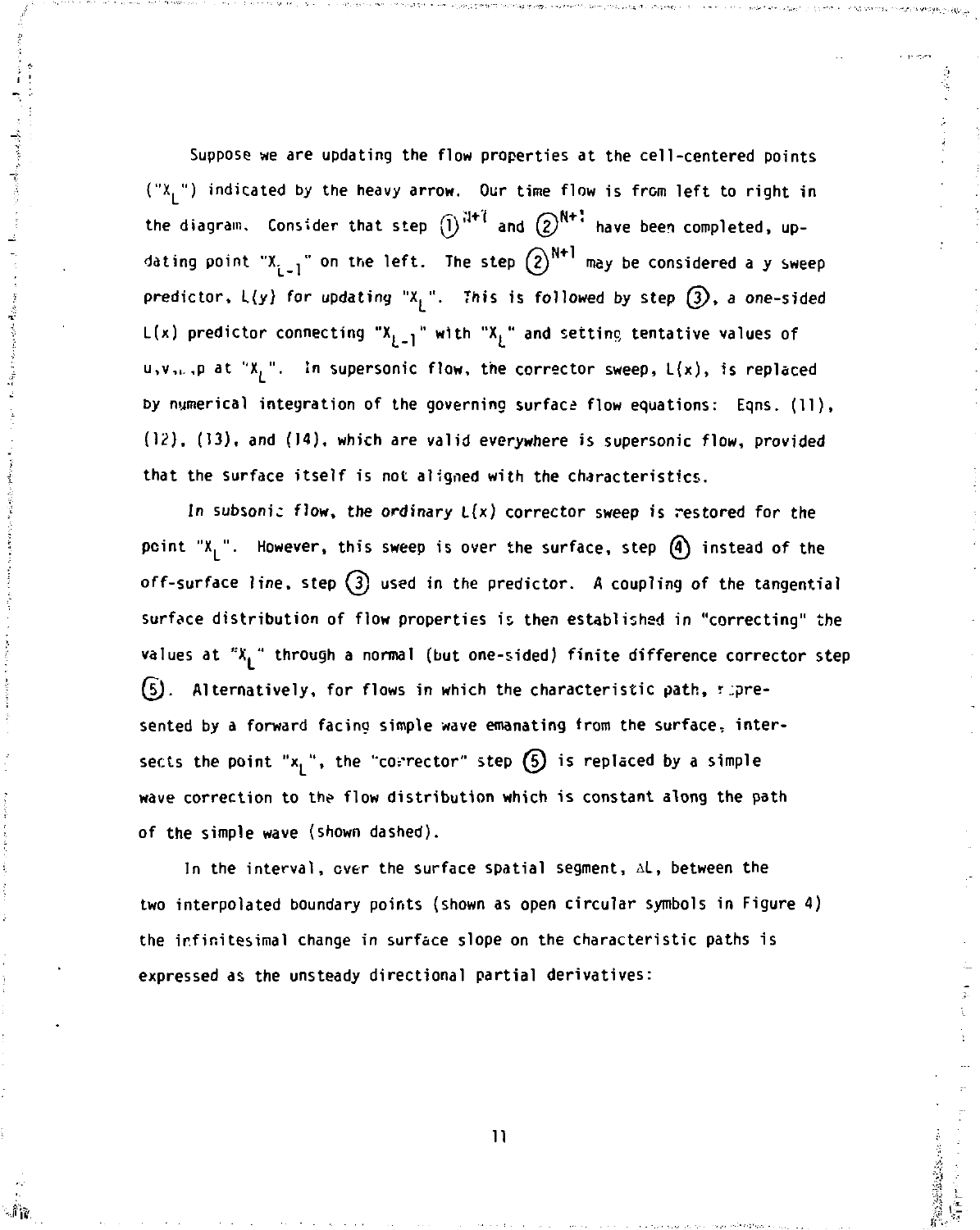Suppose we are updating the flow properties at the cell-centered points ("$X_L$") indicated by the heavy arrow. Our time flow is from left to right in the diagram. Consider that step ①$^{N+1}$ and ②$^{N+1}$ have been completed, updating point "$X_{L-1}$" on the left. The step ②$^{N+1}$ may be considered a y sweep predictor, $L(y)$ for updating "$X_L$". This is followed by step ③, a one-sided $L(x)$ predictor connecting "$X_{L-1}$" with "$X_L$" and setting tentative values of u,v,ρ,p at "$X_L$". In supersonic flow, the corrector sweep, $L(x)$, is replaced by numerical integration of the governing surface flow equations: Eqns. (11), (12), (13), and (14), which are valid everywhere is supersonic flow, provided that the surface itself is not aligned with the characteristics.

In subsonic flow, the ordinary $L(x)$ corrector sweep is restored for the point "$X_L$". However, this sweep is over the surface, step ④ instead of the off-surface line, step ③ used in the predictor. A coupling of the tangential surface distribution of flow properties is then established in "correcting" the values at "$X_L$" through a normal (but one-sided) finite difference corrector step ⑤. Alternatively, for flows in which the characteristic path, represented by a forward facing simple wave emanating from the surface, intersects the point "$x_L$", the "corrector" step ⑤ is replaced by a simple wave correction to the flow distribution which is constant along the path of the simple wave (shown dashed).

In the interval, over the surface spatial segment, $\Delta L$, between the two interpolated boundary points (shown as open circular symbols in Figure 4) the infinitesimal change in surface slope on the characteristic paths is expressed as the unsteady directional partial derivatives: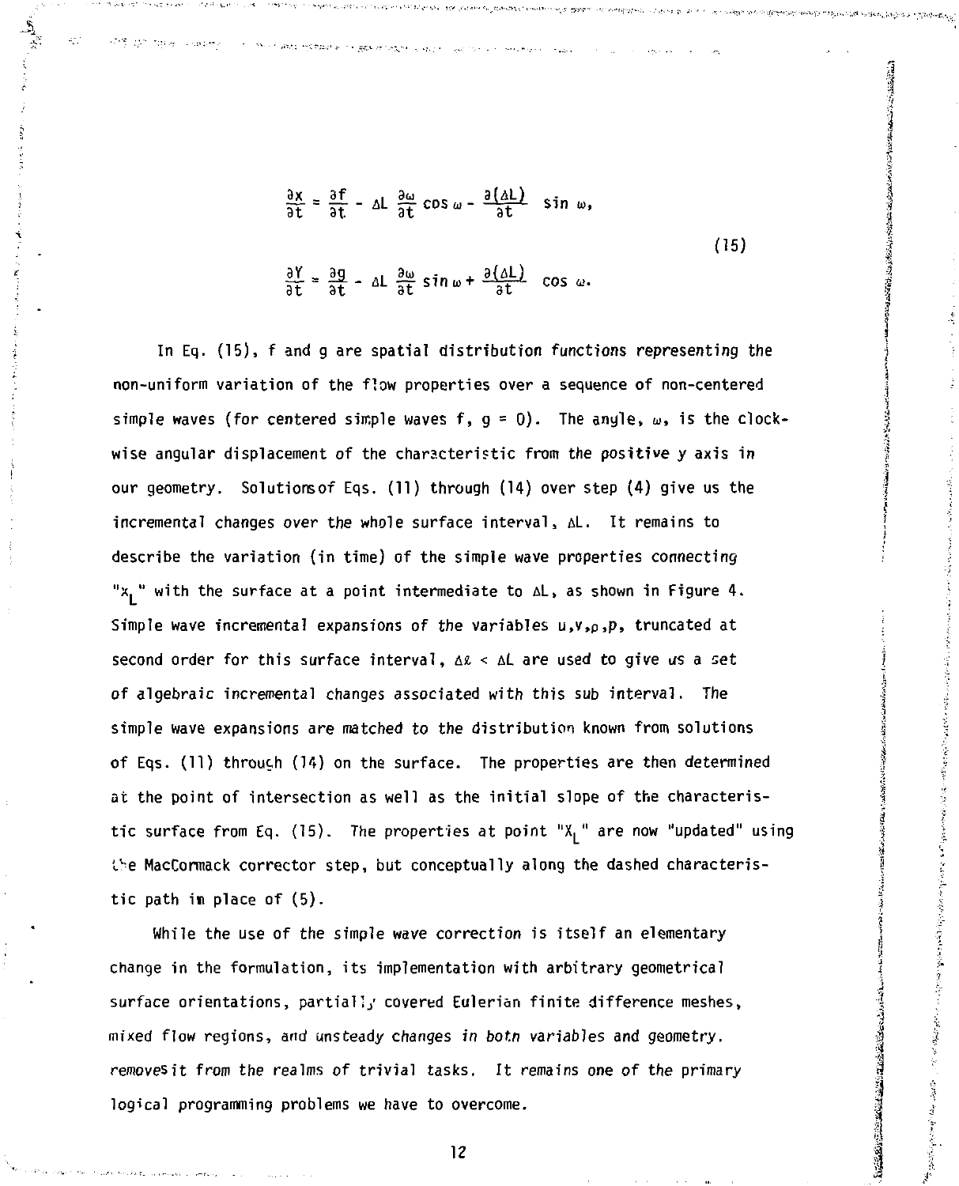$$\frac{\partial X}{\partial t} = \frac{\partial f}{\partial t} - \Delta L \frac{\partial \omega}{\partial t} \cos \omega - \frac{\partial (\Delta L)}{\partial t} \sin \omega,$$

$$\frac{\partial Y}{\partial t} = \frac{\partial g}{\partial t} - \Delta L \frac{\partial \omega}{\partial t} \sin \omega + \frac{\partial (\Delta L)}{\partial t} \cos \omega. \tag{15}$$

In Eq. (15), f and g are spatial distribution functions representing the non-uniform variation of the flow properties over a sequence of non-centered simple waves (for centered simple waves f, g = 0). The angle, $\omega$, is the clockwise angular displacement of the characteristic from the positive y axis in our geometry. Solutions of Eqs. (11) through (14) over step (4) give us the incremental changes over the whole surface interval, $\Delta L$. It remains to describe the variation (in time) of the simple wave properties connecting "$x_L$" with the surface at a point intermediate to $\Delta L$, as shown in Figure 4. Simple wave incremental expansions of the variables $u, v, \rho, p$, truncated at second order for this surface interval, $\Delta \ell < \Delta L$ are used to give us a set of algebraic incremental changes associated with this sub interval. The simple wave expansions are matched to the distribution known from solutions of Eqs. (11) through (14) on the surface. The properties are then determined at the point of intersection as well as the initial slope of the characteristic surface from Eq. (15). The properties at point "$X_L$" are now "updated" using the MacCormack corrector step, but conceptually along the dashed characteristic path in place of (5).

While the use of the simple wave correction is itself an elementary change in the formulation, its implementation with arbitrary geometrical surface orientations, partially covered Eulerian finite difference meshes, mixed flow regions, and unsteady changes in both variables and geometry. removes it from the realms of trivial tasks. It remains one of the primary logical programming problems we have to overcome.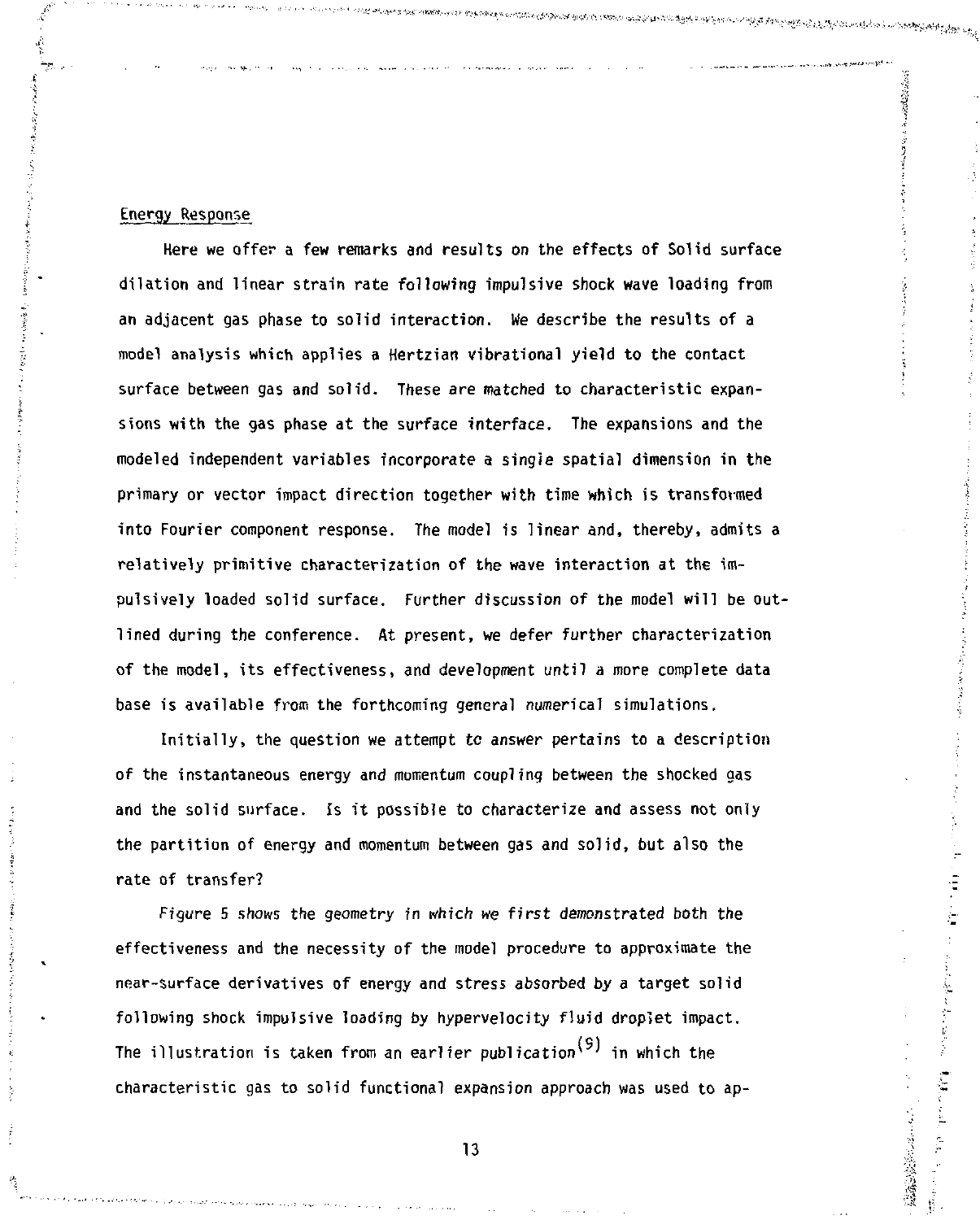## Energy Response

Here we offer a few remarks and results on the effects of Solid surface dilation and linear strain rate following impulsive shock wave loading from an adjacent gas phase to solid interaction. We describe the results of a model analysis which applies a Hertzian vibrational yield to the contact surface between gas and solid. These are matched to characteristic expansions with the gas phase at the surface interface. The expansions and the modeled independent variables incorporate a single spatial dimension in the primary or vector impact direction together with time which is transformed into Fourier component response. The model is linear and, thereby, admits a relatively primitive characterization of the wave interaction at the impulsively loaded solid surface. Further discussion of the model will be outlined during the conference. At present, we defer further characterization of the model, its effectiveness, and development until a more complete data base is available from the forthcoming general numerical simulations.

Initially, the question we attempt to answer pertains to a description of the instantaneous energy and momentum coupling between the shocked gas and the solid surface. Is it possible to characterize and assess not only the partition of energy and momentum between gas and solid, but also the rate of transfer?

Figure 5 shows the geometry in which we first demonstrated both the effectiveness and the necessity of the model procedure to approximate the near-surface derivatives of energy and stress absorbed by a target solid following shock impulsive loading by hypervelocity fluid droplet impact. The illustration is taken from an earlier publication[9] in which the characteristic gas to solid functional expansion approach was used to ap-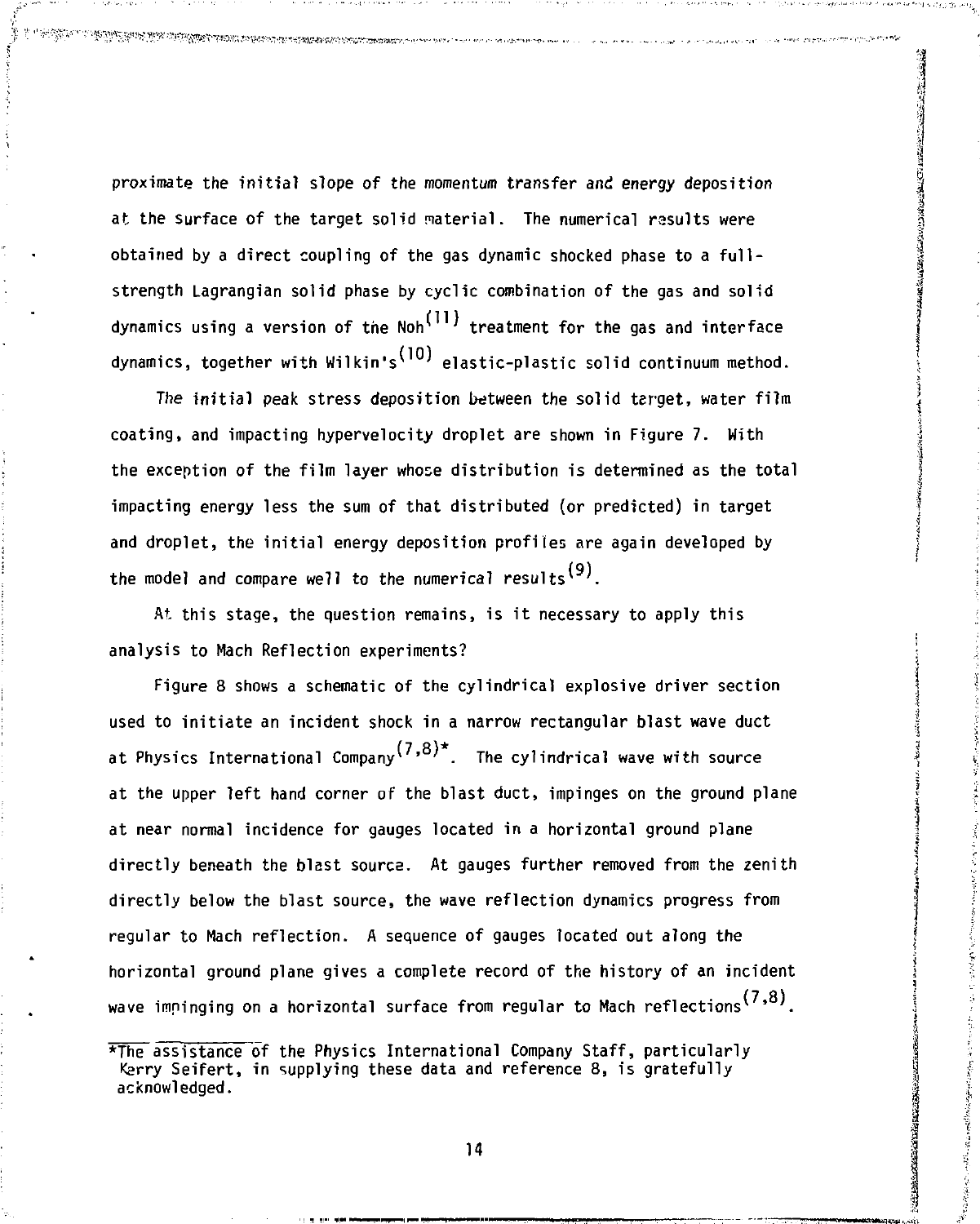proximate the initial slope of the momentum transfer and energy deposition at the surface of the target solid material. The numerical results were obtained by a direct coupling of the gas dynamic shocked phase to a full-strength Lagrangian solid phase by cyclic combination of the gas and solid dynamics using a version of the Noh[11] treatment for the gas and interface dynamics, together with Wilkin's[10] elastic-plastic solid continuum method.

The initial peak stress deposition between the solid target, water film coating, and impacting hypervelocity droplet are shown in Figure 7. With the exception of the film layer whose distribution is determined as the total impacting energy less the sum of that distributed (or predicted) in target and droplet, the initial energy deposition profiles are again developed by the model and compare well to the numerical results[9].

At this stage, the question remains, is it necessary to apply this analysis to Mach Reflection experiments?

Figure 8 shows a schematic of the cylindrical explosive driver section used to initiate an incident shock in a narrow rectangular blast wave duct at Physics International Company[7,8]*. The cylindrical wave with source at the upper left hand corner of the blast duct, impinges on the ground plane at near normal incidence for gauges located in a horizontal ground plane directly beneath the blast source. At gauges further removed from the zenith directly below the blast source, the wave reflection dynamics progress from regular to Mach reflection. A sequence of gauges located out along the horizontal ground plane gives a complete record of the history of an incident wave impinging on a horizontal surface from regular to Mach reflections[7,8].

*The assistance of the Physics International Company Staff, particularly Kerry Seifert, in supplying these data and reference 8, is gratefully acknowledged.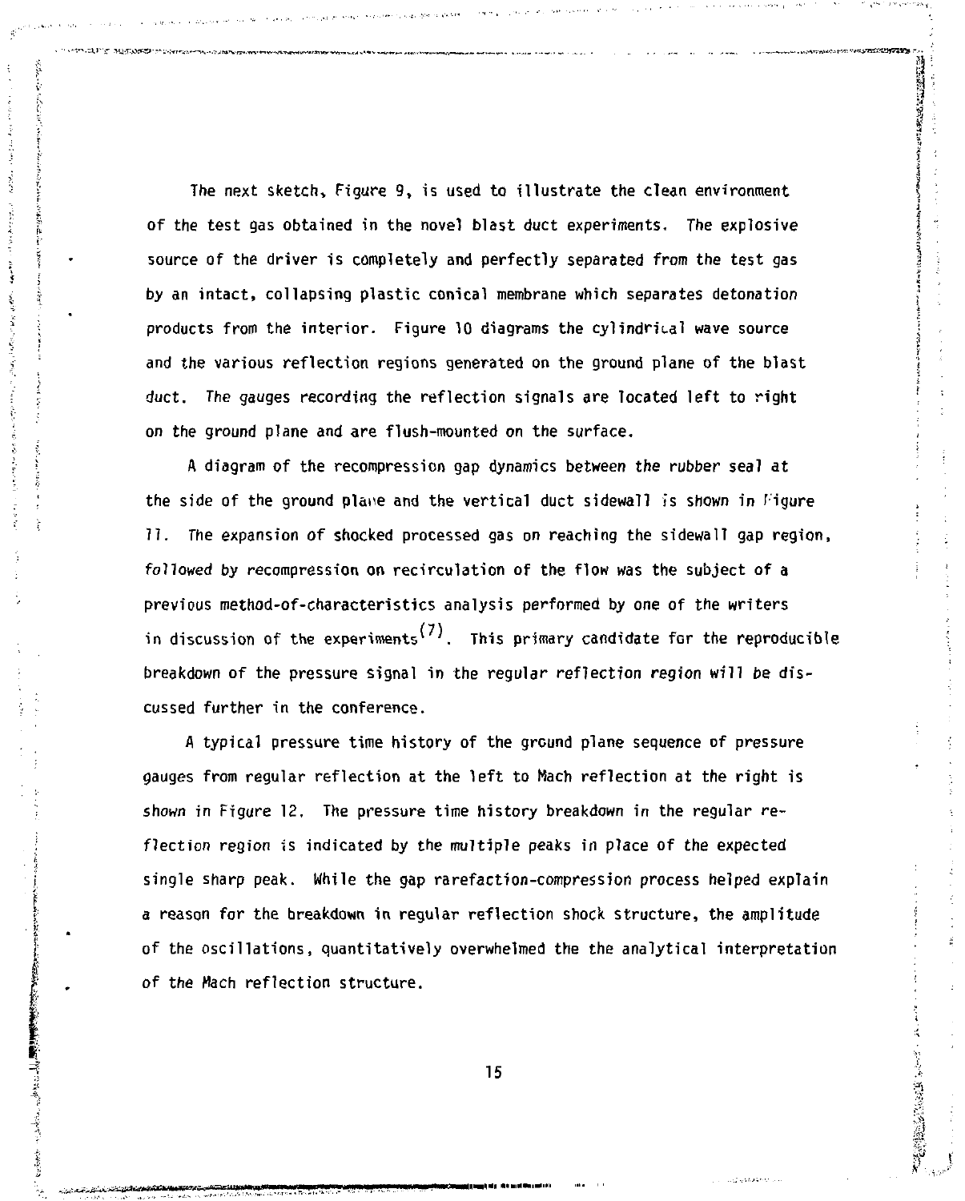The next sketch, Figure 9, is used to illustrate the clean environment of the test gas obtained in the novel blast duct experiments. The explosive source of the driver is completely and perfectly separated from the test gas by an intact, collapsing plastic conical membrane which separates detonation products from the interior. Figure 10 diagrams the cylindrical wave source and the various reflection regions generated on the ground plane of the blast duct. The gauges recording the reflection signals are located left to right on the ground plane and are flush-mounted on the surface.

A diagram of the recompression gap dynamics between the rubber seal at the side of the ground plane and the vertical duct sidewall is shown in Figure 11. The expansion of shocked processed gas on reaching the sidewall gap region, followed by recompression on recirculation of the flow was the subject of a previous method-of-characteristics analysis performed by one of the writers in discussion of the experiments(7). This primary candidate for the reproducible breakdown of the pressure signal in the regular reflection region will be discussed further in the conference.

A typical pressure time history of the ground plane sequence of pressure gauges from regular reflection at the left to Mach reflection at the right is shown in Figure 12. The pressure time history breakdown in the regular reflection region is indicated by the multiple peaks in place of the expected single sharp peak. While the gap rarefaction-compression process helped explain a reason for the breakdown in regular reflection shock structure, the amplitude of the oscillations, quantitatively overwhelmed the the analytical interpretation of the Mach reflection structure.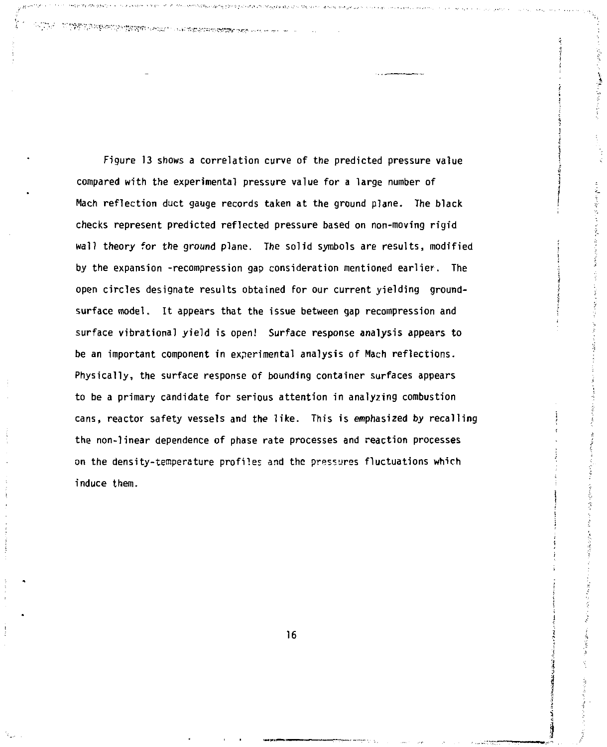Figure 13 shows a correlation curve of the predicted pressure value compared with the experimental pressure value for a large number of Mach reflection duct gauge records taken at the ground plane. The black checks represent predicted reflected pressure based on non-moving rigid wall theory for the ground plane. The solid symbols are results, modified by the expansion -recompression gap consideration mentioned earlier. The open circles designate results obtained for our current yielding ground-surface model. It appears that the issue between gap recompression and surface vibrational yield is open! Surface response analysis appears to be an important component in experimental analysis of Mach reflections. Physically, the surface response of bounding container surfaces appears to be a primary candidate for serious attention in analyzing combustion cans, reactor safety vessels and the like. This is emphasized by recalling the non-linear dependence of phase rate processes and reaction processes on the density-temperature profiles and the pressures fluctuations which induce them.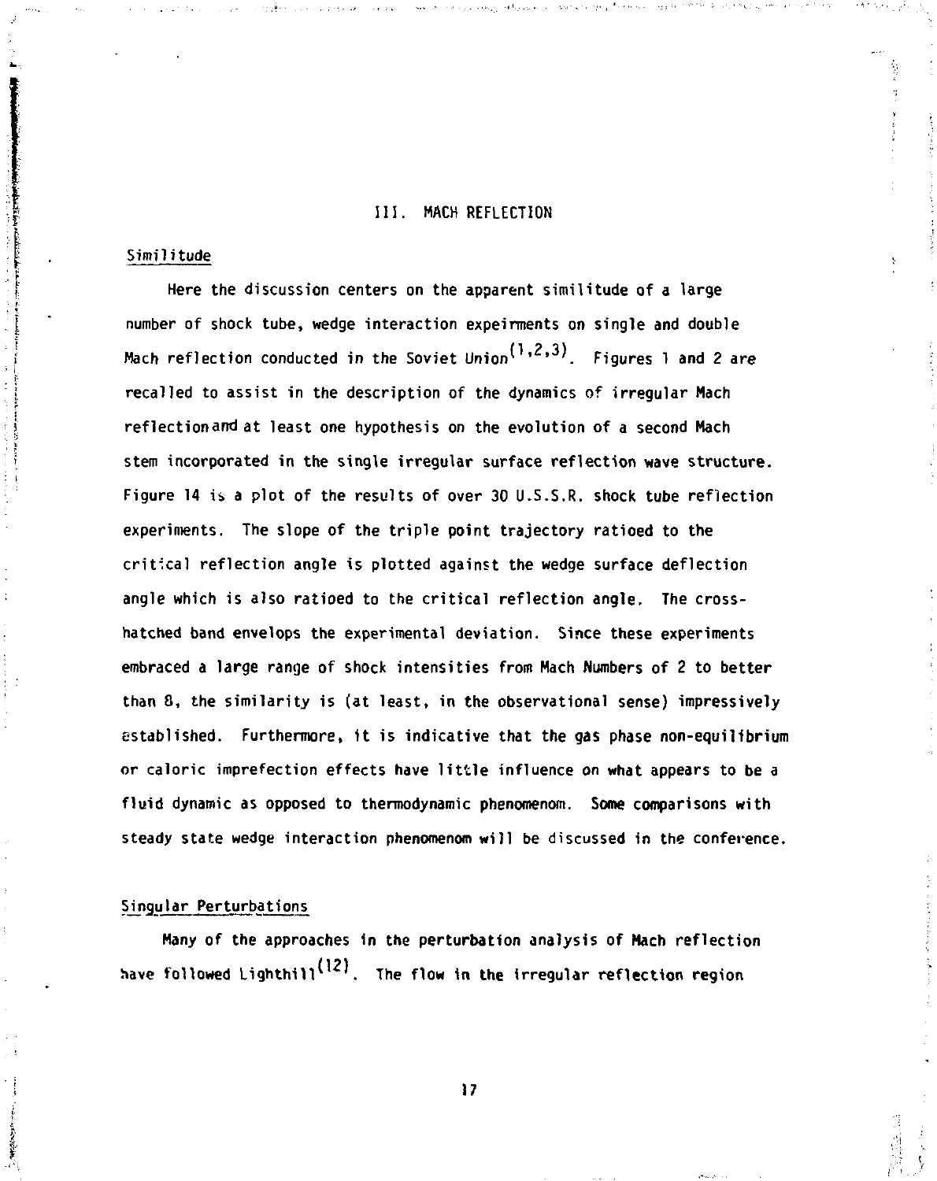# III. MACH REFLECTION

## Similitude

Here the discussion centers on the apparent similitude of a large number of shock tube, wedge interaction expeirments on single and double Mach reflection conducted in the Soviet Union[1,2,3]. Figures 1 and 2 are recalled to assist in the description of the dynamics of irregular Mach reflection and at least one hypothesis on the evolution of a second Mach stem incorporated in the single irregular surface reflection wave structure. Figure 14 is a plot of the results of over 30 U.S.S.R. shock tube reflection experiments. The slope of the triple point trajectory ratioed to the critical reflection angle is plotted against the wedge surface deflection angle which is also ratioed to the critical reflection angle. The cross-hatched band envelops the experimental deviation. Since these experiments embraced a large range of shock intensities from Mach Numbers of 2 to better than 8, the similarity is (at least, in the observational sense) impressively established. Furthermore, it is indicative that the gas phase non-equilibrium or caloric imprefection effects have little influence on what appears to be a fluid dynamic as opposed to thermodynamic phenomenom. Some comparisons with steady state wedge interaction phenomenom will be discussed in the conference.

## Singular Perturbations

Many of the approaches in the perturbation analysis of Mach reflection have followed Lighthill[12]. The flow in the irregular reflection region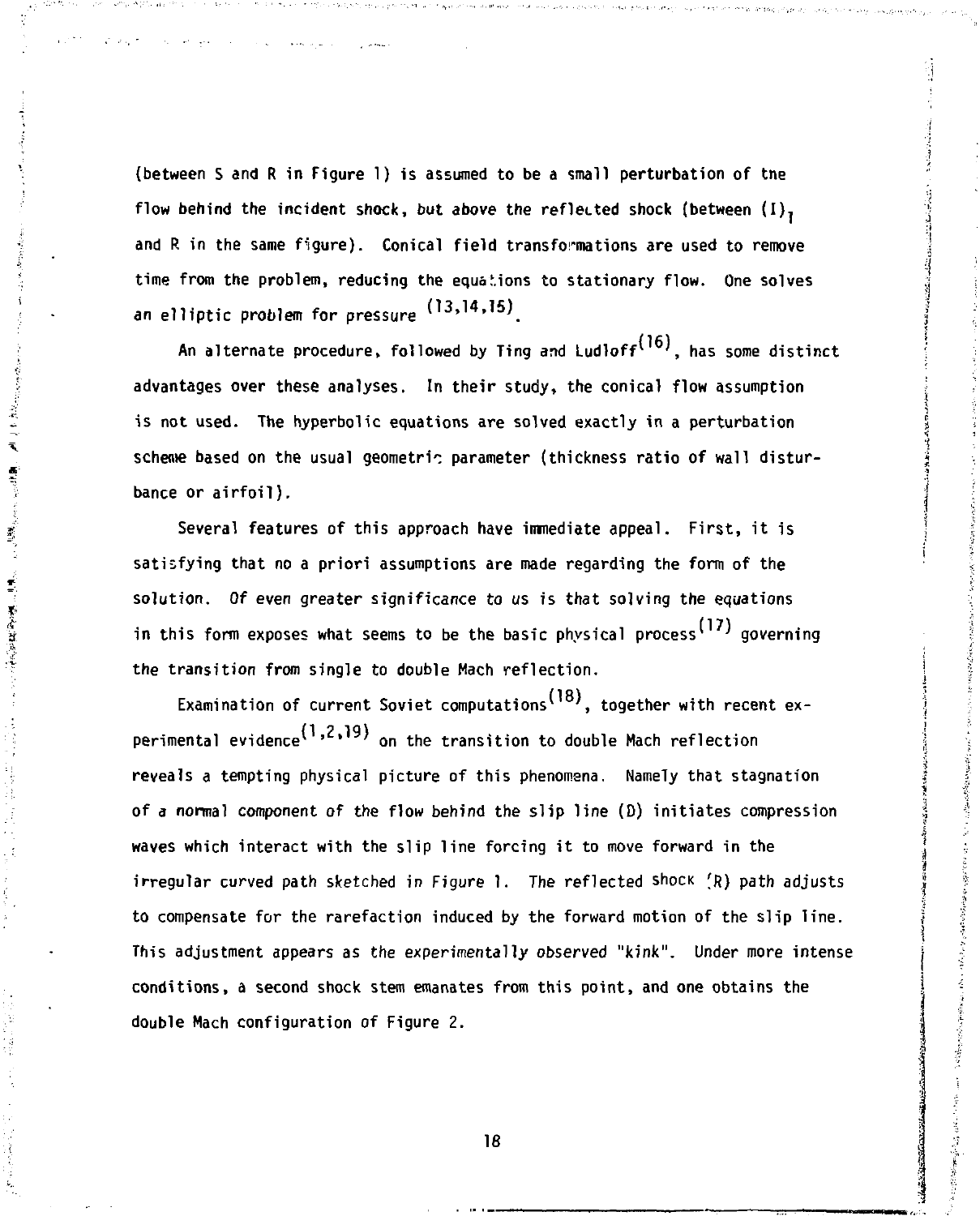(between S and R in Figure 1) is assumed to be a small perturbation of the flow behind the incident shock, but above the reflected shock (between $(I)_T$ and R in the same figure). Conical field transformations are used to remove time from the problem, reducing the equations to stationary flow. One solves an elliptic problem for pressure [13,14,15].

An alternate procedure, followed by Ting and Ludloff[16], has some distinct advantages over these analyses. In their study, the conical flow assumption is not used. The hyperbolic equations are solved exactly in a perturbation scheme based on the usual geometric parameter (thickness ratio of wall disturbance or airfoil).

Several features of this approach have immediate appeal. First, it is satisfying that no a priori assumptions are made regarding the form of the solution. Of even greater significance to us is that solving the equations in this form exposes what seems to be the basic physical process[17] governing the transition from single to double Mach reflection.

Examination of current Soviet computations[18], together with recent experimental evidence[1,2,19] on the transition to double Mach reflection reveals a tempting physical picture of this phenomena. Namely that stagnation of a normal component of the flow behind the slip line (D) initiates compression waves which interact with the slip line forcing it to move forward in the irregular curved path sketched in Figure 1. The reflected shock (R) path adjusts to compensate for the rarefaction induced by the forward motion of the slip line. This adjustment appears as the experimentally observed "kink". Under more intense conditions, a second shock stem emanates from this point, and one obtains the double Mach configuration of Figure 2.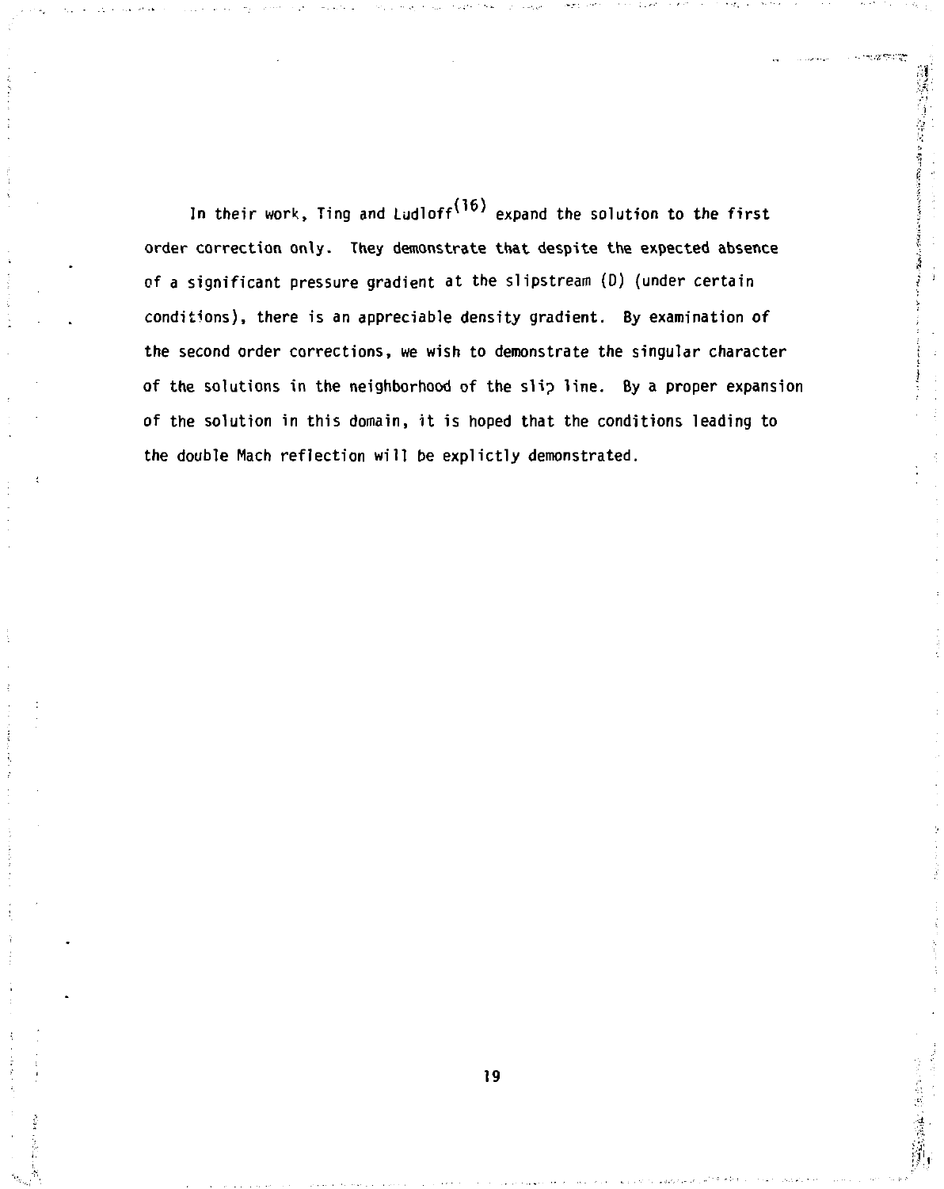In their work, Ting and Ludloff[16] expand the solution to the first order correction only. They demonstrate that despite the expected absence of a significant pressure gradient at the slipstream (D) (under certain conditions), there is an appreciable density gradient. By examination of the second order corrections, we wish to demonstrate the singular character of the solutions in the neighborhood of the slip line. By a proper expansion of the solution in this domain, it is hoped that the conditions leading to the double Mach reflection will be explictly demonstrated.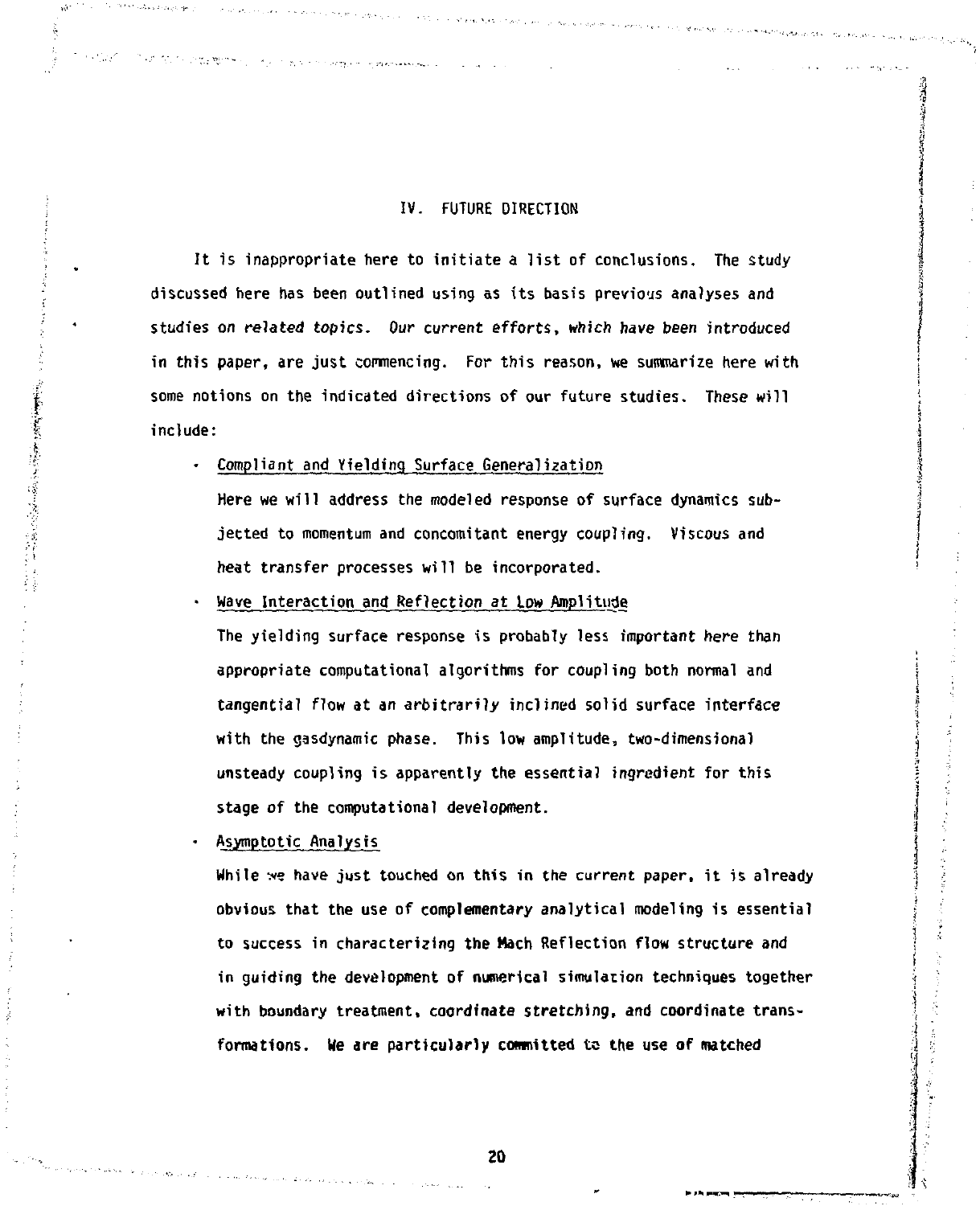## IV. FUTURE DIRECTION

It is inappropriate here to initiate a list of conclusions. The study discussed here has been outlined using as its basis previous analyses and studies on related topics. Our current efforts, which have been introduced in this paper, are just commencing. For this reason, we summarize here with some notions on the indicated directions of our future studies. These will include:

- Compliant and Yielding Surface Generalization

  Here we will address the modeled response of surface dynamics subjected to momentum and concomitant energy coupling. Viscous and heat transfer processes will be incorporated.

- Wave Interaction and Reflection at Low Amplitude

  The yielding surface response is probably less important here than appropriate computational algorithms for coupling both normal and tangential flow at an arbitrarily inclined solid surface interface with the gasdynamic phase. This low amplitude, two-dimensional unsteady coupling is apparently the essential ingredient for this stage of the computational development.

- Asymptotic Analysis

  While we have just touched on this in the current paper, it is already obvious that the use of complementary analytical modeling is essential to success in characterizing the Mach Reflection flow structure and in guiding the development of numerical simulation techniques together with boundary treatment, coordinate stretching, and coordinate transformations. We are particularly committed to the use of matched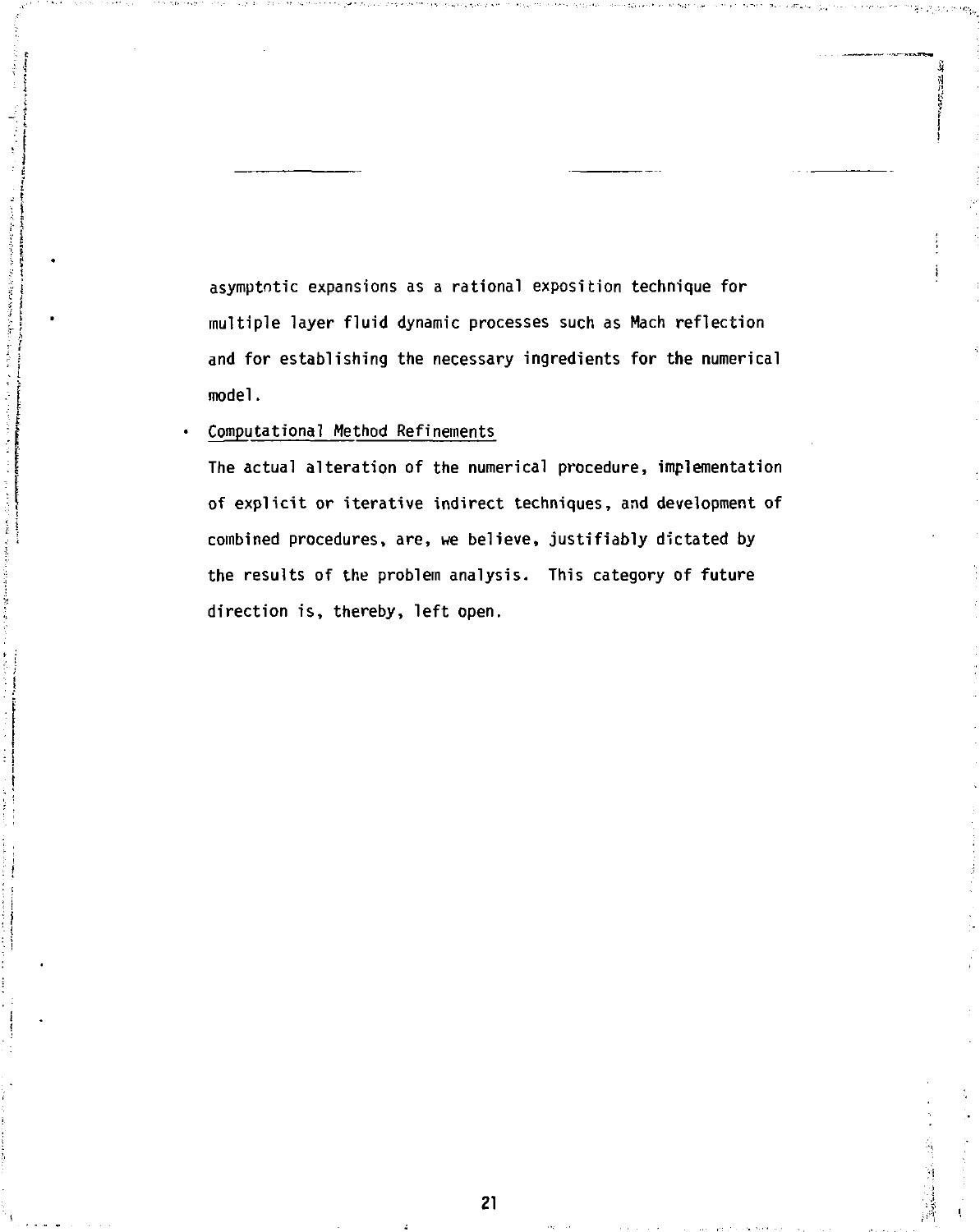asymptotic expansions as a rational exposition technique for multiple layer fluid dynamic processes such as Mach reflection and for establishing the necessary ingredients for the numerical model.

- Computational Method Refinements

  The actual alteration of the numerical procedure, implementation of explicit or iterative indirect techniques, and development of combined procedures, are, we believe, justifiably dictated by the results of the problem analysis. This category of future direction is, thereby, left open.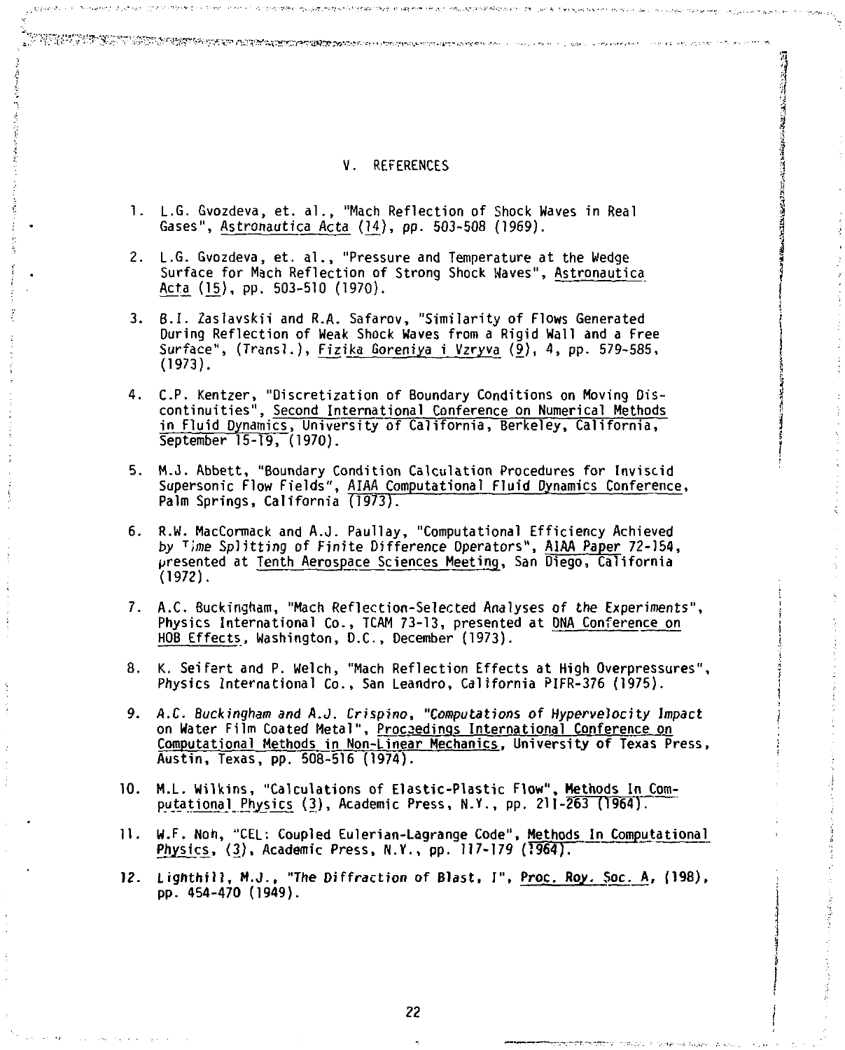## V. REFERENCES

1. L.G. Gvozdeva, et. al., "Mach Reflection of Shock Waves in Real Gases", Astronautica Acta (14), pp. 503-508 (1969).

2. L.G. Gvozdeva, et. al., "Pressure and Temperature at the Wedge Surface for Mach Reflection of Strong Shock Waves", Astronautica Acta (15), pp. 503-510 (1970).

3. B.I. Zaslavskii and R.A. Safarov, "Similarity of Flows Generated During Reflection of Weak Shock Waves from a Rigid Wall and a Free Surface", (Transl.), Fizika Goreniya i Vzryva (9), 4, pp. 579-585, (1973).

4. C.P. Kentzer, "Discretization of Boundary Conditions on Moving Discontinuities", Second International Conference on Numerical Methods in Fluid Dynamics, University of California, Berkeley, California, September 15-19, (1970).

5. M.J. Abbett, "Boundary Condition Calculation Procedures for Inviscid Supersonic Flow Fields", AIAA Computational Fluid Dynamics Conference, Palm Springs, California (1973).

6. R.W. MacCormack and A.J. Paullay, "Computational Efficiency Achieved by Time Splitting of Finite Difference Operators", AIAA Paper 72-154, presented at Tenth Aerospace Sciences Meeting, San Diego, California (1972).

7. A.C. Buckingham, "Mach Reflection-Selected Analyses of the Experiments", Physics International Co., TCAM 73-13, presented at DNA Conference on HOB Effects, Washington, D.C., December (1973).

8. K. Seifert and P. Welch, "Mach Reflection Effects at High Overpressures", Physics International Co., San Leandro, California PIFR-376 (1975).

9. A.C. Buckingham and A.J. Crispino, "Computations of Hypervelocity Impact on Water Film Coated Metal", Proceedings International Conference on Computational Methods in Non-Linear Mechanics, University of Texas Press, Austin, Texas, pp. 508-516 (1974).

10. M.L. Wilkins, "Calculations of Elastic-Plastic Flow", Methods In Computational Physics (3), Academic Press, N.Y., pp. 211-263 (1964).

11. W.F. Noh, "CEL: Coupled Eulerian-Lagrange Code", Methods In Computational Physics, (3), Academic Press, N.Y., pp. 117-179 (1964).

12. Lighthill, M.J., "The Diffraction of Blast, I", Proc. Roy. Soc. A, (198), pp. 454-470 (1949).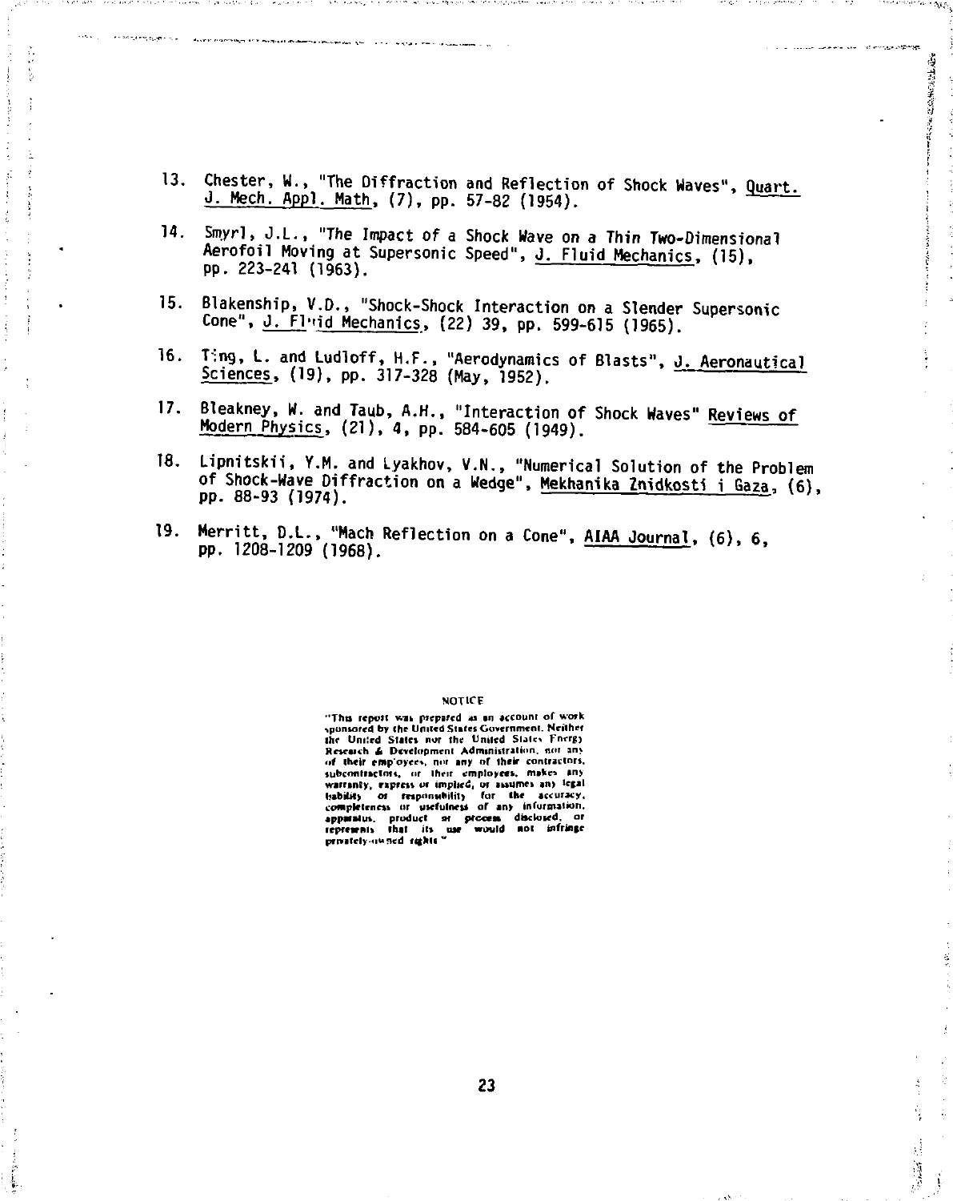13. Chester, W., "The Diffraction and Reflection of Shock Waves", Quart. J. Mech. Appl. Math, (7), pp. 57-82 (1954).

14. Smyrl, J.L., "The Impact of a Shock Wave on a Thin Two-Dimensional Aerofoil Moving at Supersonic Speed", J. Fluid Mechanics, (15), pp. 223-241 (1963).

15. Blakenship, V.D., "Shock-Shock Interaction on a Slender Supersonic Cone", J. Fluid Mechanics, (22) 39, pp. 599-615 (1965).

16. Ting, L. and Ludloff, H.F., "Aerodynamics of Blasts", J. Aeronautical Sciences, (19), pp. 317-328 (May, 1952).

17. Bleakney, W. and Taub, A.H., "Interaction of Shock Waves" Reviews of Modern Physics, (21), 4, pp. 584-605 (1949).

18. Lipnitskii, Y.M. and Lyakhov, V.N., "Numerical Solution of the Problem of Shock-Wave Diffraction on a Wedge", Mekhanika Znidkosti i Gaza, (6), pp. 88-93 (1974).

19. Merritt, D.L., "Mach Reflection on a Cone", AIAA Journal, (6), 6, pp. 1208-1209 (1968).

NOTICE

"This report was prepared as an account of work sponsored by the United States Government. Neither the United States nor the United States Energy Research & Development Administration, nor any of their employees, nor any of their contractors, subcontractors, or their employees, makes any warranty, express or implied, or assumes any legal liability or responsibility for the accuracy, completeness or usefulness of any information, apparatus, product or process disclosed, or represents that its use would not infringe privately-owned rights."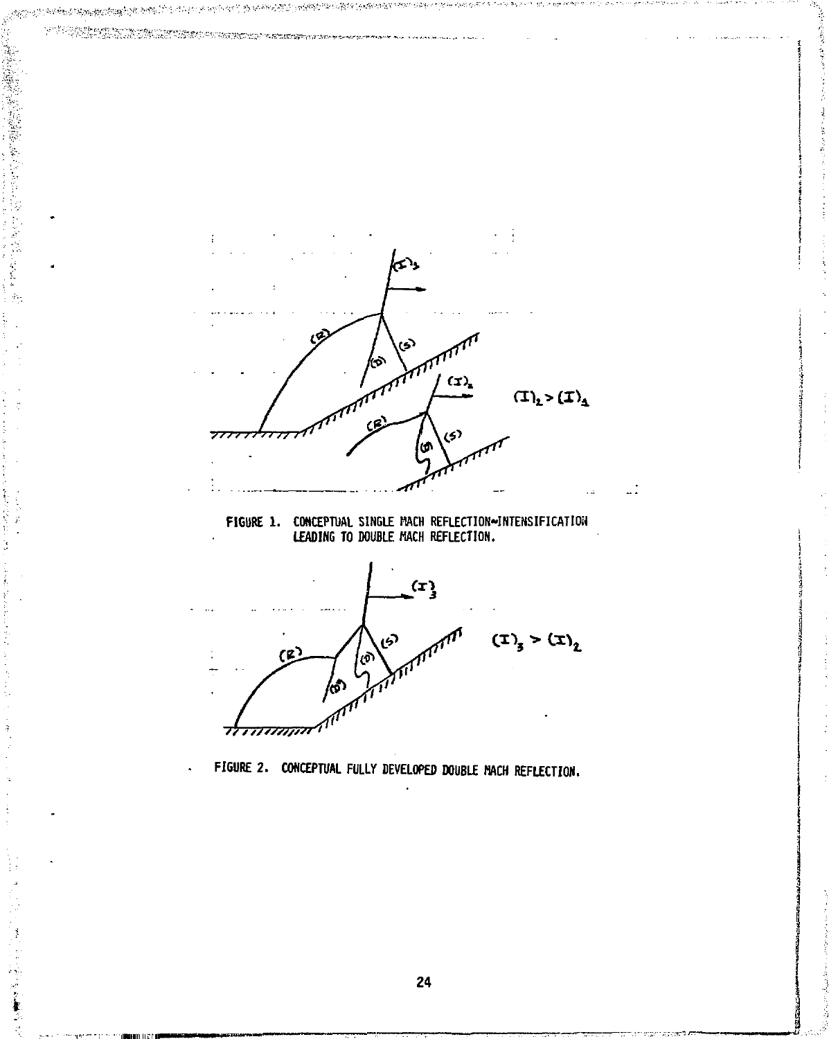FIGURE 1. CONCEPTUAL SINGLE MACH REFLECTION—INTENSIFICATION LEADING TO DOUBLE MACH REFLECTION.

FIGURE 2. CONCEPTUAL FULLY DEVELOPED DOUBLE MACH REFLECTION.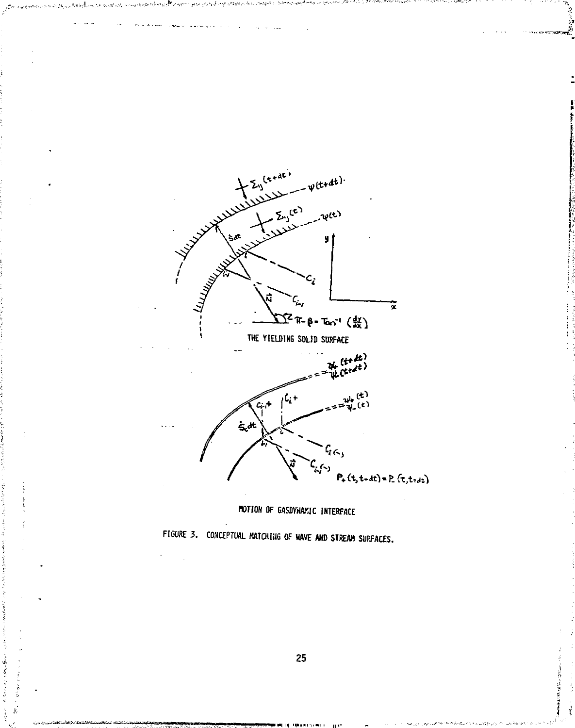THE YIELDING SOLID SURFACE

MOTION OF GASDYNAMIC INTERFACE

FIGURE 3. CONCEPTUAL MATCHING OF WAVE AND STREAM SURFACES.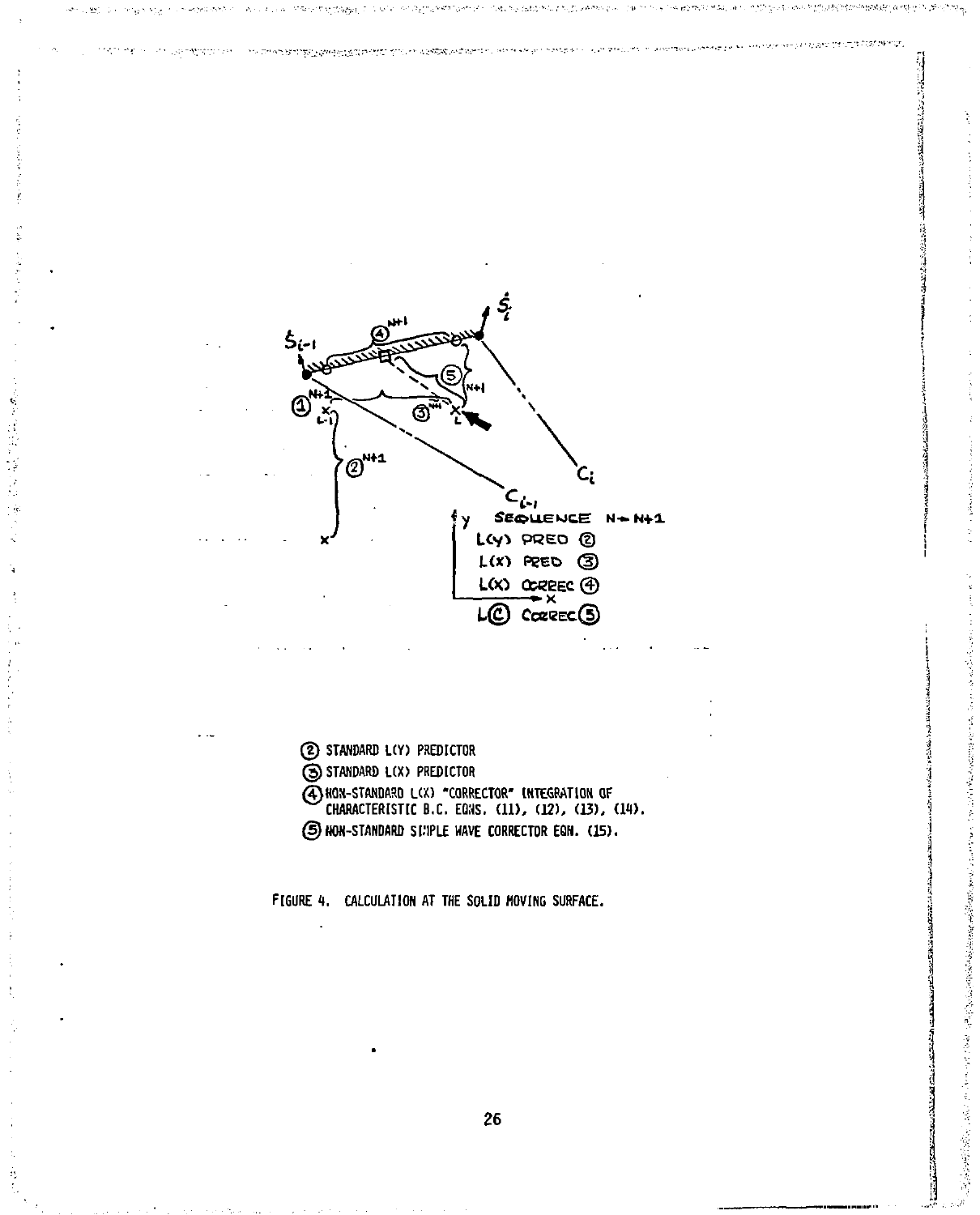② STANDARD L(Y) PREDICTOR

③ STANDARD L(X) PREDICTOR

④ NON-STANDARD L(X) "CORRECTOR" INTEGRATION OF CHARACTERISTIC B.C. EQNS. (11), (12), (13), (14).

⑤ NON-STANDARD SIMPLE WAVE CORRECTOR EQN. (15).

FIGURE 4. CALCULATION AT THE SOLID MOVING SURFACE.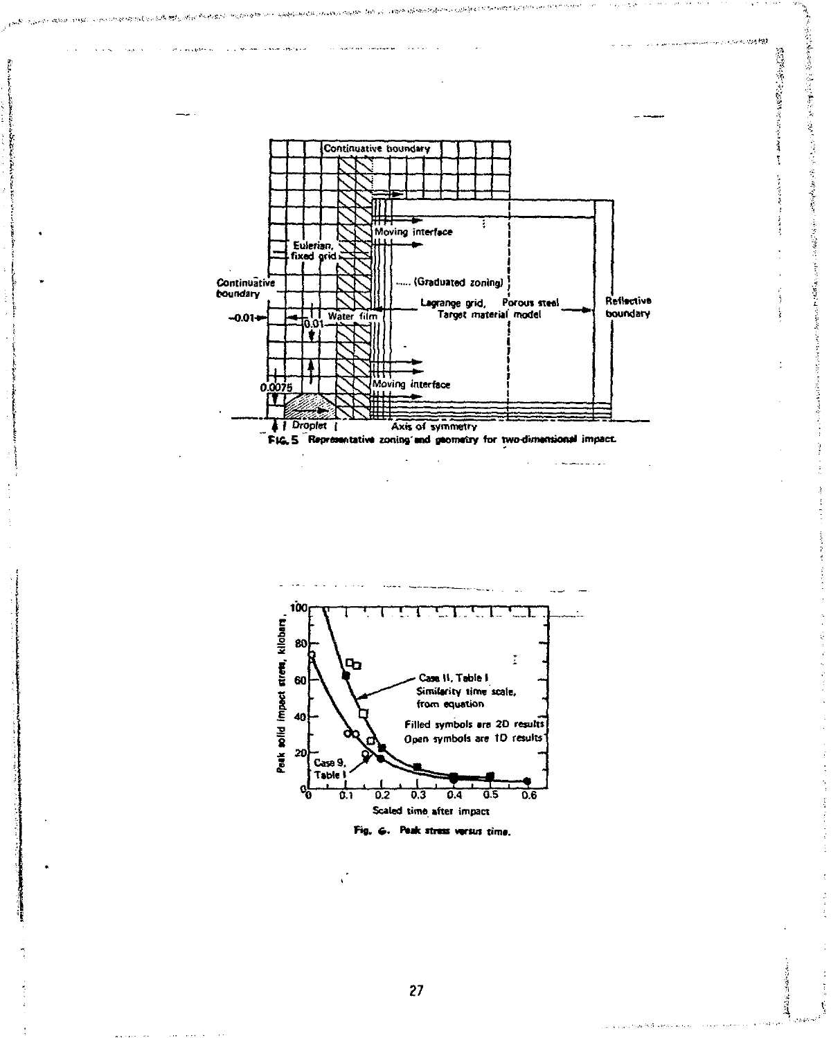Fig. 5 Representative zoning and geometry for two-dimensional impact.

Fig. 6. Peak stress versus time.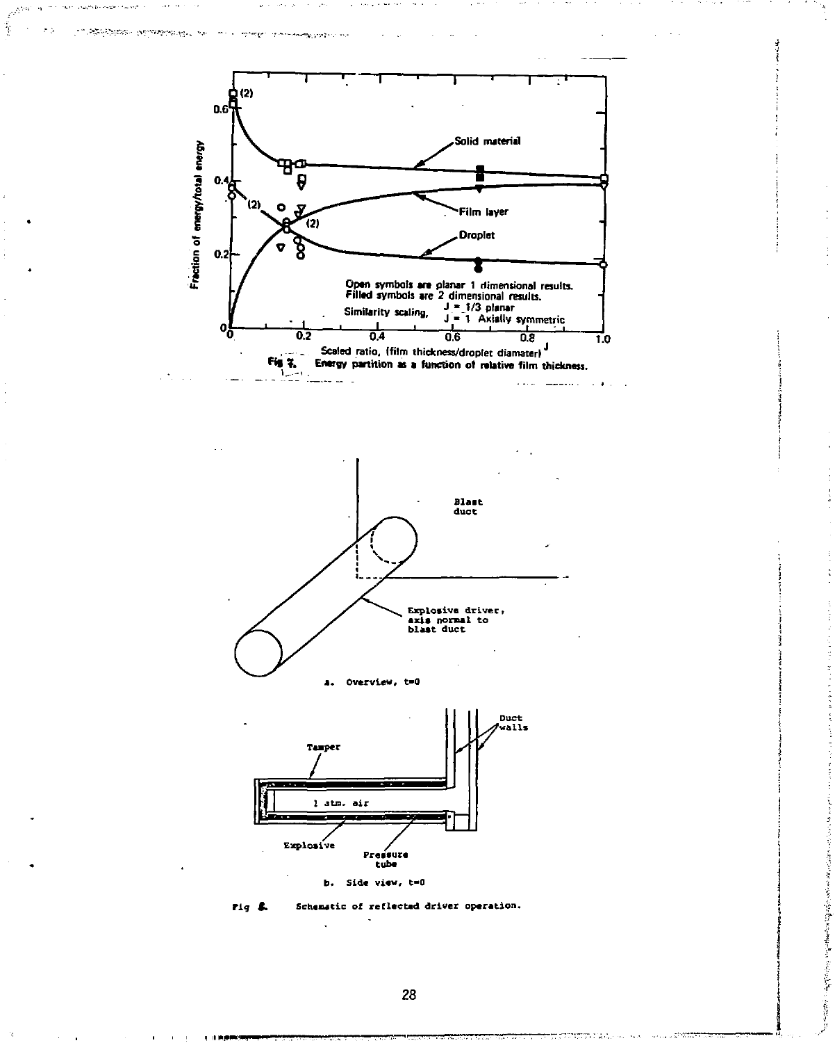Open symbols are planar 1 dimensional results.
Filled symbols are 2 dimensional results.
Similarity scaling, $J = 1/3$ planar, $J = 1$ Axially symmetric

Fig 7. Energy partition as a function of relative film thickness.

a. Overview, t=0

b. Side view, t=0

Fig 8. Schematic of reflected driver operation.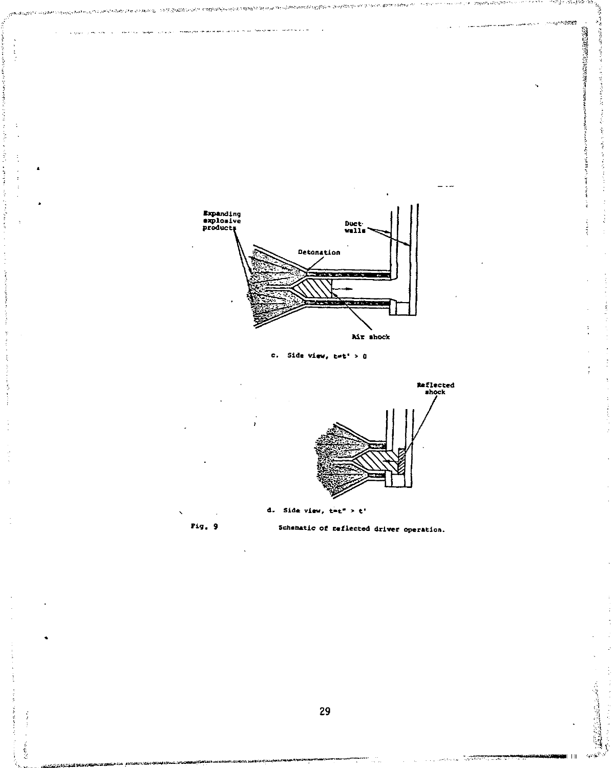Expanding explosive products

Duct walls

Detonation

Air shock

c. Side view, $t=t' > 0$

Reflected shock

d. Side view, $t=t'' > t'$

Fig. 9 Schematic of reflected driver operation.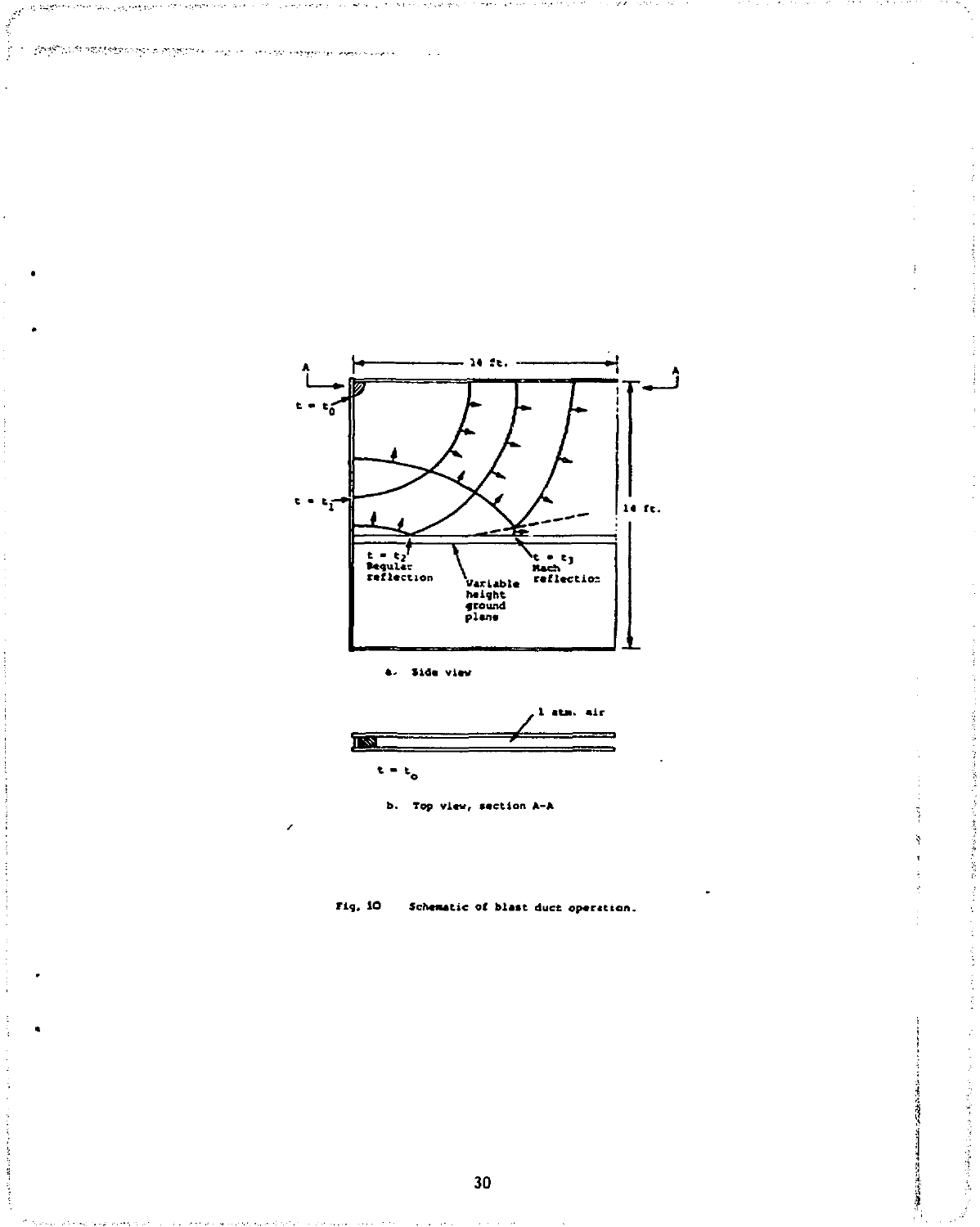a. Side view

b. Top view, section A-A

Fig. 10 Schematic of blast duct operation.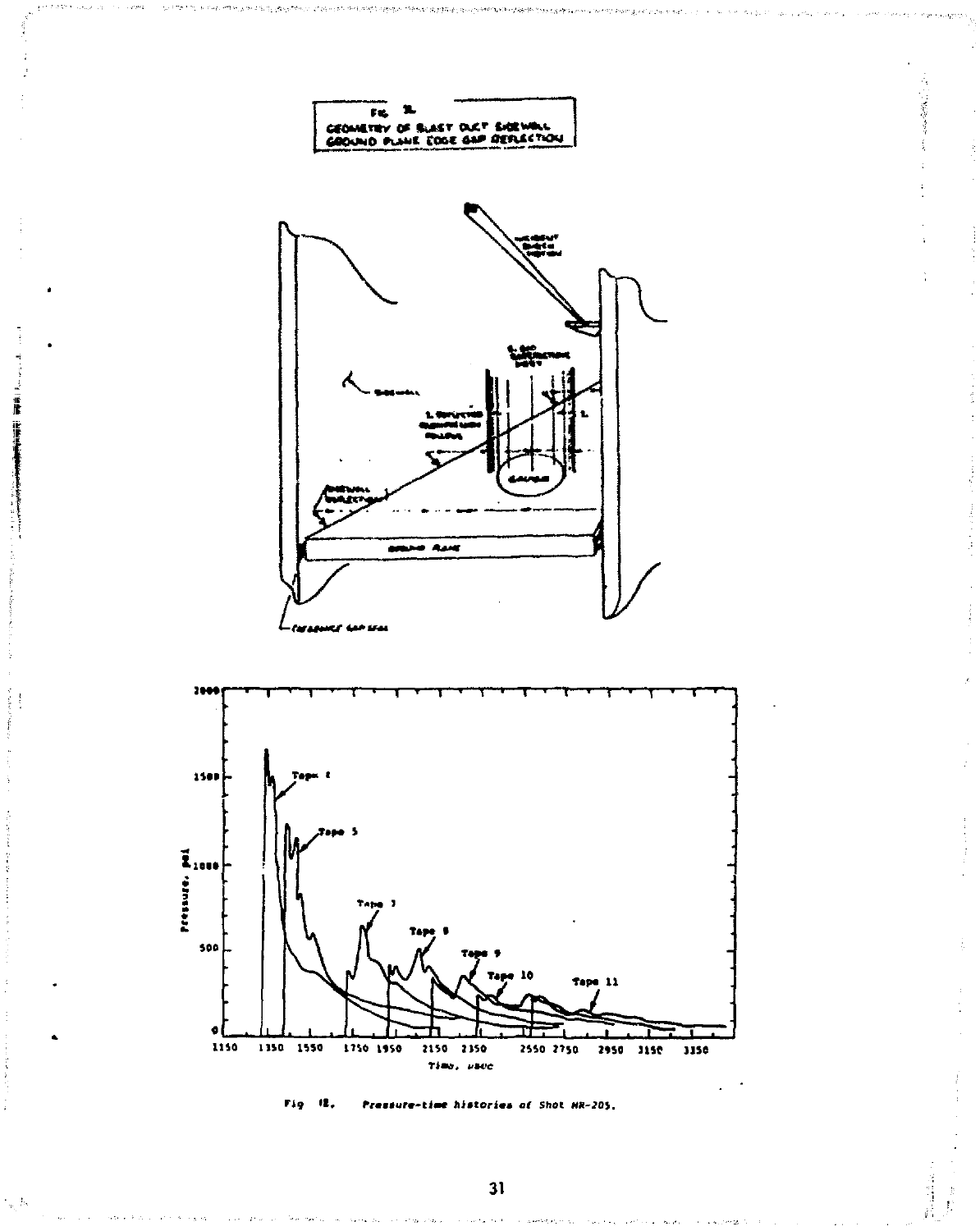Fig. 11

GEOMETRY OF BLAST DUCT SIDEWALL GROUND PLANE EDGE GAP DEFLECTION

Fig 12. Pressure-time histories of Shot HR-205.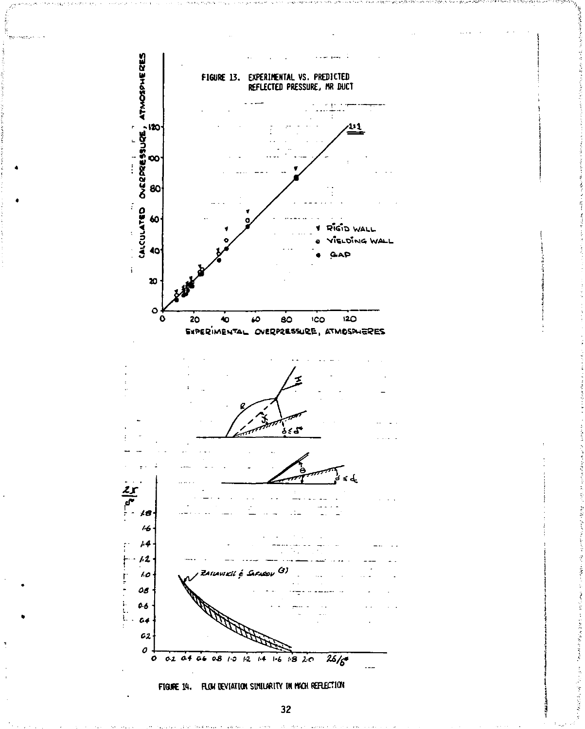FIGURE 13. EXPERIMENTAL VS. PREDICTED REFLECTED PRESSURE, MR DUCT

CALCULATED OVERPRESSURE, ATMOSPHERES

0
20
40
60
80
100
120

1:1

▼ RIGID WALL
○ YIELDING WALL
● GAP

0
20
40
60
80
100
120

EXPERIMENTAL OVERPRESSURE, ATMOSPHERES

R

I

$\chi$

$\delta \leq \delta^*$

$\theta$

$\delta \leq \delta_c$

$\frac{2\chi}{\delta^*}$

1.8
1.6
1.4
1.2
1.0
0.8
0.6
0.4
0.2
0

ZASLAVSKII & SAFAROV (3)

0
0.2
0.4
0.6
0.8
1.0
1.2
1.4
1.6
1.8
2.0

$2\delta/\delta^*$

FIGURE 14. FLOW DEVIATION SIMILARITY IN MACH REFLECTION